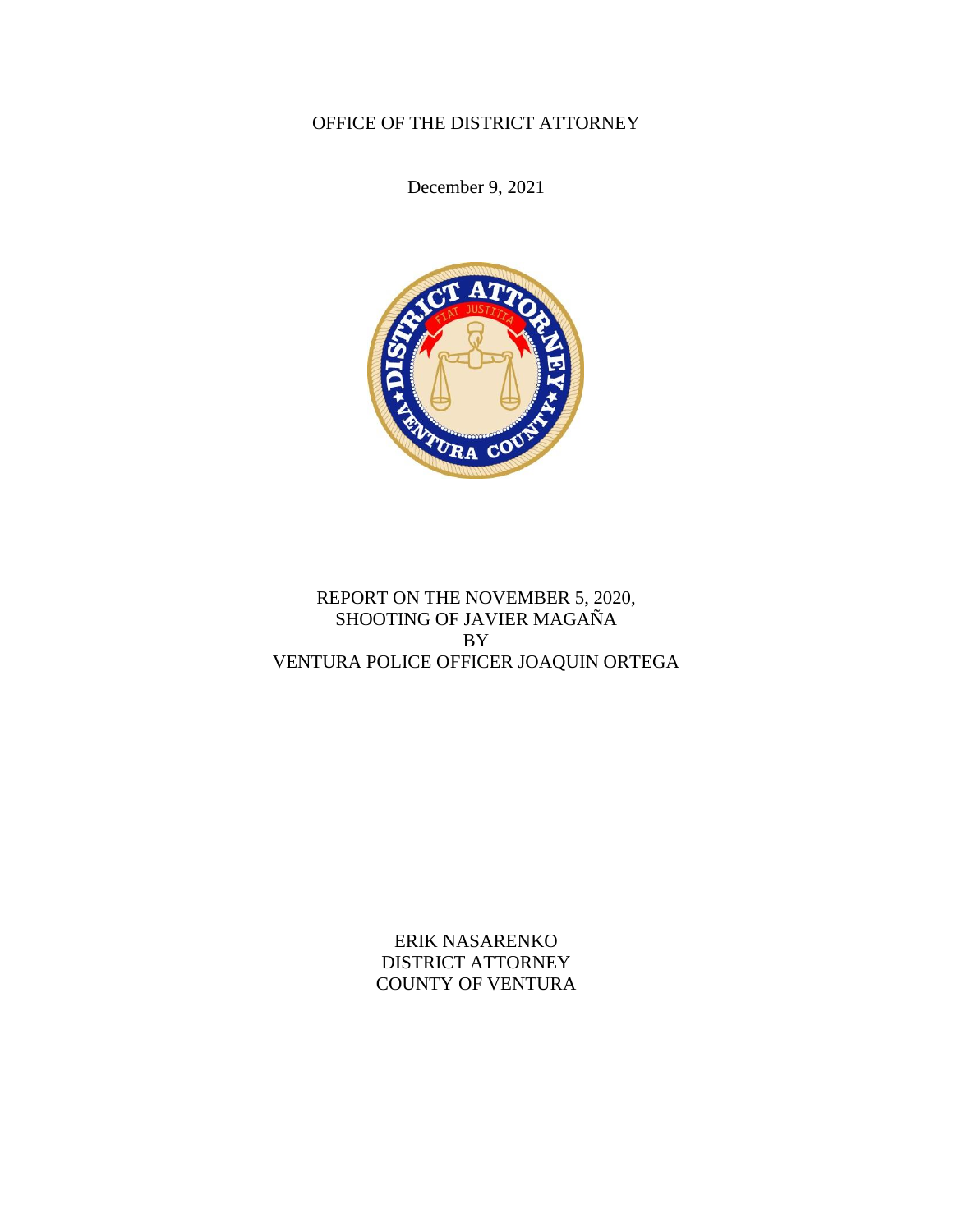OFFICE OF THE DISTRICT ATTORNEY

December 9, 2021

# REPORT ON THE NOVEMBER 5, 2020, SHOOTING OF JAVIER MAGAÑA BY VENTURA POLICE OFFICER JOAQUIN ORTEGA

ERIK NASARENKO
DISTRICT ATTORNEY
COUNTY OF VENTURA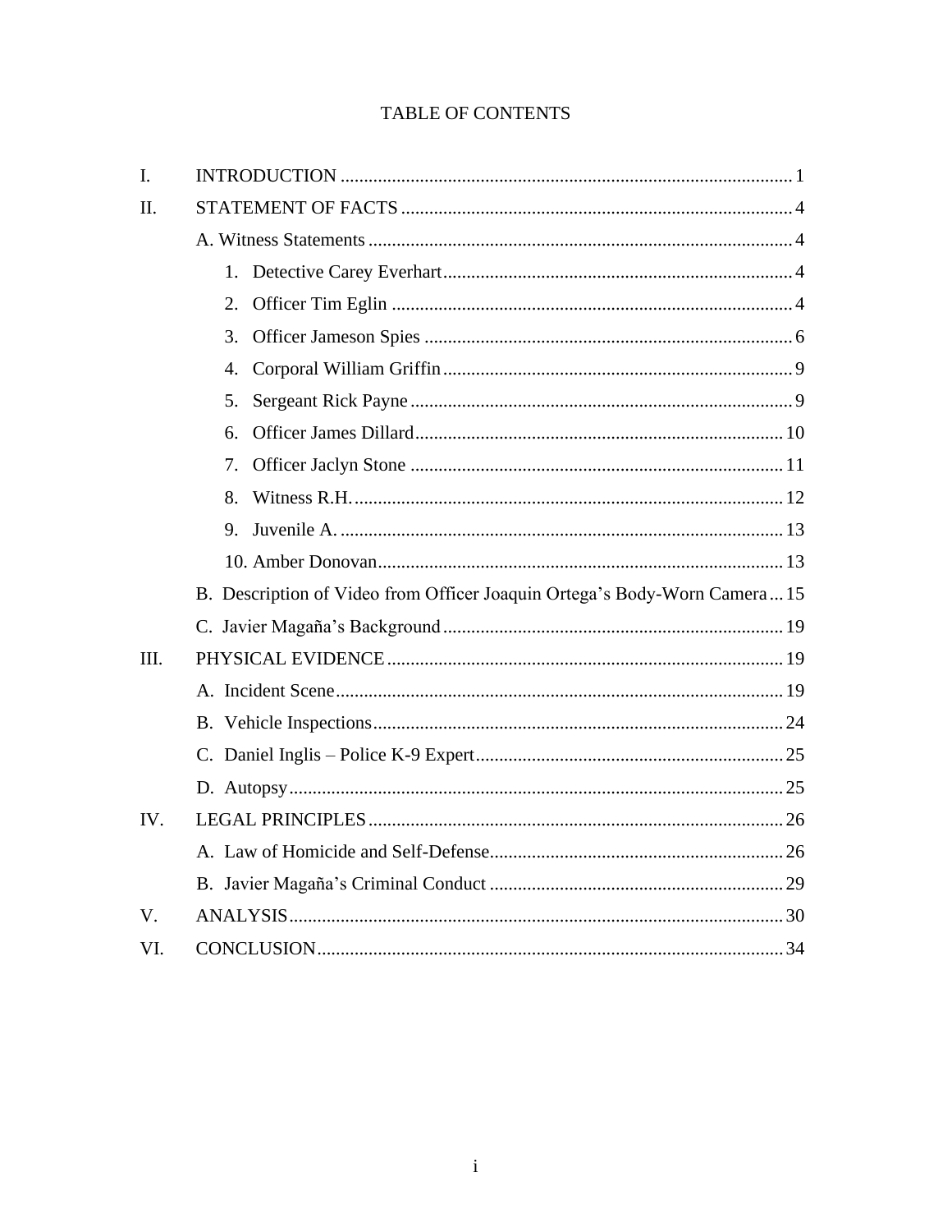# TABLE OF CONTENTS

| | | |
|---|---|---|
| I. | INTRODUCTION | 1 |
| II. | STATEMENT OF FACTS | 4 |
| | A. Witness Statements | 4 |
| | 1. Detective Carey Everhart | 4 |
| | 2. Officer Tim Eglin | 4 |
| | 3. Officer Jameson Spies | 6 |
| | 4. Corporal William Griffin | 9 |
| | 5. Sergeant Rick Payne | 9 |
| | 6. Officer James Dillard | 10 |
| | 7. Officer Jaclyn Stone | 11 |
| | 8. Witness R.H. | 12 |
| | 9. Juvenile A. | 13 |
| | 10. Amber Donovan | 13 |
| | B. Description of Video from Officer Joaquin Ortega's Body-Worn Camera | 15 |
| | C. Javier Magaña's Background | 19 |
| III. | PHYSICAL EVIDENCE | 19 |
| | A. Incident Scene | 19 |
| | B. Vehicle Inspections | 24 |
| | C. Daniel Inglis – Police K-9 Expert | 25 |
| | D. Autopsy | 25 |
| IV. | LEGAL PRINCIPLES | 26 |
| | A. Law of Homicide and Self-Defense | 26 |
| | B. Javier Magaña's Criminal Conduct | 29 |
| V. | ANALYSIS | 30 |
| VI. | CONCLUSION | 34 |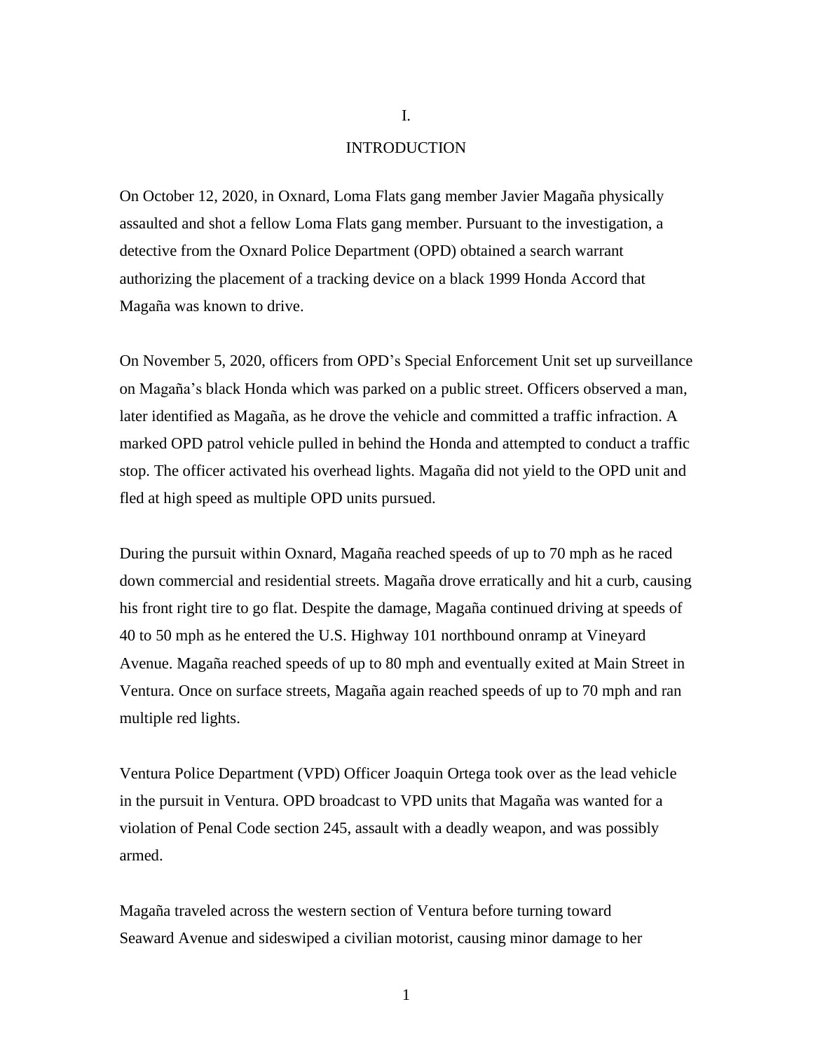# I.

# INTRODUCTION

On October 12, 2020, in Oxnard, Loma Flats gang member Javier Magaña physically assaulted and shot a fellow Loma Flats gang member. Pursuant to the investigation, a detective from the Oxnard Police Department (OPD) obtained a search warrant authorizing the placement of a tracking device on a black 1999 Honda Accord that Magaña was known to drive.

On November 5, 2020, officers from OPD's Special Enforcement Unit set up surveillance on Magaña's black Honda which was parked on a public street. Officers observed a man, later identified as Magaña, as he drove the vehicle and committed a traffic infraction. A marked OPD patrol vehicle pulled in behind the Honda and attempted to conduct a traffic stop. The officer activated his overhead lights. Magaña did not yield to the OPD unit and fled at high speed as multiple OPD units pursued.

During the pursuit within Oxnard, Magaña reached speeds of up to 70 mph as he raced down commercial and residential streets. Magaña drove erratically and hit a curb, causing his front right tire to go flat. Despite the damage, Magaña continued driving at speeds of 40 to 50 mph as he entered the U.S. Highway 101 northbound onramp at Vineyard Avenue. Magaña reached speeds of up to 80 mph and eventually exited at Main Street in Ventura. Once on surface streets, Magaña again reached speeds of up to 70 mph and ran multiple red lights.

Ventura Police Department (VPD) Officer Joaquin Ortega took over as the lead vehicle in the pursuit in Ventura. OPD broadcast to VPD units that Magaña was wanted for a violation of Penal Code section 245, assault with a deadly weapon, and was possibly armed.

Magaña traveled across the western section of Ventura before turning toward Seaward Avenue and sideswiped a civilian motorist, causing minor damage to her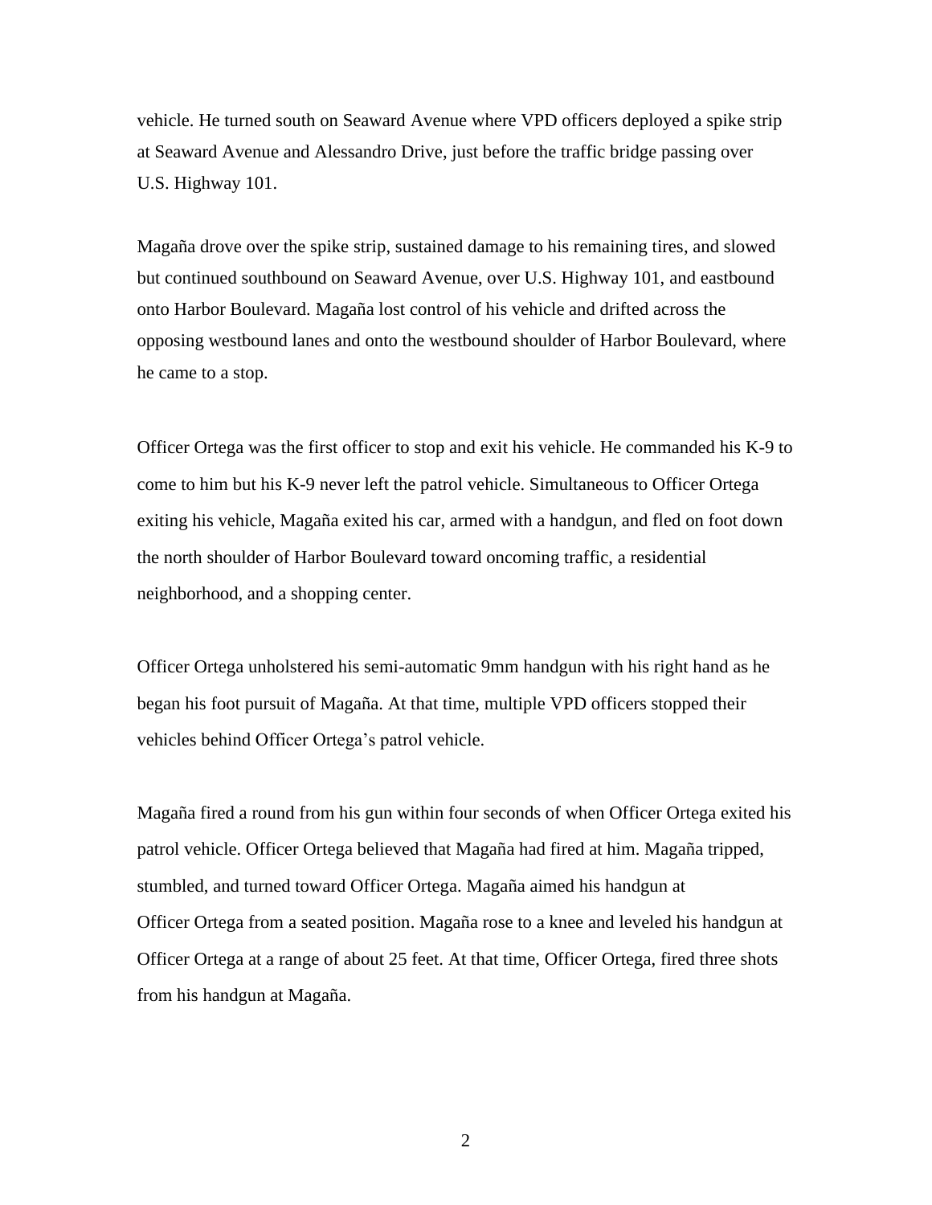vehicle. He turned south on Seaward Avenue where VPD officers deployed a spike strip at Seaward Avenue and Alessandro Drive, just before the traffic bridge passing over U.S. Highway 101.

Magaña drove over the spike strip, sustained damage to his remaining tires, and slowed but continued southbound on Seaward Avenue, over U.S. Highway 101, and eastbound onto Harbor Boulevard. Magaña lost control of his vehicle and drifted across the opposing westbound lanes and onto the westbound shoulder of Harbor Boulevard, where he came to a stop.

Officer Ortega was the first officer to stop and exit his vehicle. He commanded his K-9 to come to him but his K-9 never left the patrol vehicle. Simultaneous to Officer Ortega exiting his vehicle, Magaña exited his car, armed with a handgun, and fled on foot down the north shoulder of Harbor Boulevard toward oncoming traffic, a residential neighborhood, and a shopping center.

Officer Ortega unholstered his semi-automatic 9mm handgun with his right hand as he began his foot pursuit of Magaña. At that time, multiple VPD officers stopped their vehicles behind Officer Ortega's patrol vehicle.

Magaña fired a round from his gun within four seconds of when Officer Ortega exited his patrol vehicle. Officer Ortega believed that Magaña had fired at him. Magaña tripped, stumbled, and turned toward Officer Ortega. Magaña aimed his handgun at Officer Ortega from a seated position. Magaña rose to a knee and leveled his handgun at Officer Ortega at a range of about 25 feet. At that time, Officer Ortega, fired three shots from his handgun at Magaña.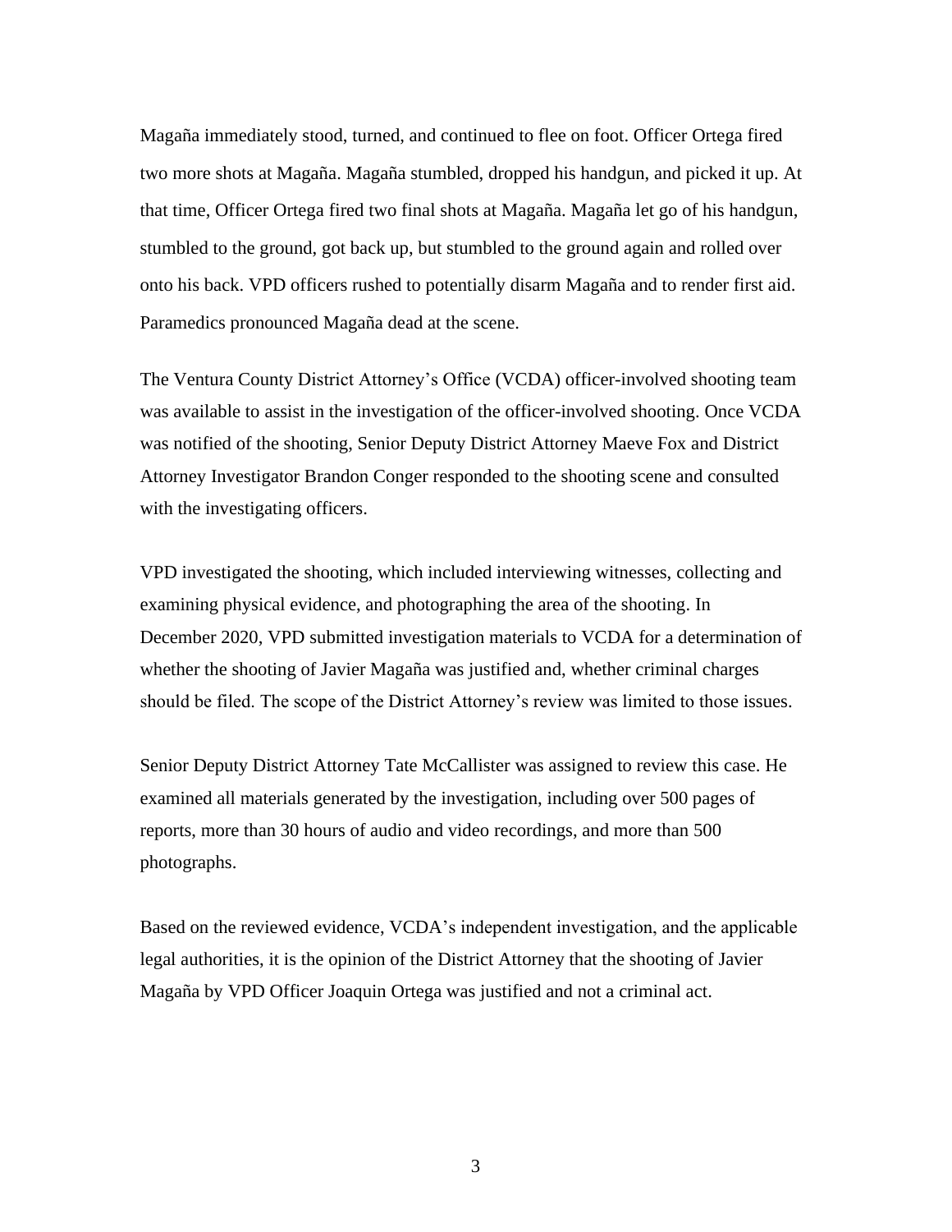Magaña immediately stood, turned, and continued to flee on foot. Officer Ortega fired two more shots at Magaña. Magaña stumbled, dropped his handgun, and picked it up. At that time, Officer Ortega fired two final shots at Magaña. Magaña let go of his handgun, stumbled to the ground, got back up, but stumbled to the ground again and rolled over onto his back. VPD officers rushed to potentially disarm Magaña and to render first aid. Paramedics pronounced Magaña dead at the scene.

The Ventura County District Attorney's Office (VCDA) officer-involved shooting team was available to assist in the investigation of the officer-involved shooting. Once VCDA was notified of the shooting, Senior Deputy District Attorney Maeve Fox and District Attorney Investigator Brandon Conger responded to the shooting scene and consulted with the investigating officers.

VPD investigated the shooting, which included interviewing witnesses, collecting and examining physical evidence, and photographing the area of the shooting. In December 2020, VPD submitted investigation materials to VCDA for a determination of whether the shooting of Javier Magaña was justified and, whether criminal charges should be filed. The scope of the District Attorney's review was limited to those issues.

Senior Deputy District Attorney Tate McCallister was assigned to review this case. He examined all materials generated by the investigation, including over 500 pages of reports, more than 30 hours of audio and video recordings, and more than 500 photographs.

Based on the reviewed evidence, VCDA's independent investigation, and the applicable legal authorities, it is the opinion of the District Attorney that the shooting of Javier Magaña by VPD Officer Joaquin Ortega was justified and not a criminal act.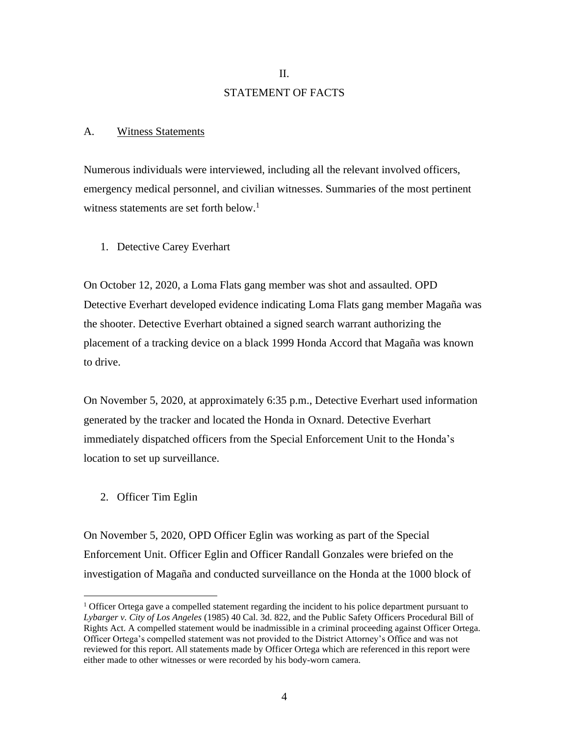## II.
## STATEMENT OF FACTS

### A. Witness Statements

Numerous individuals were interviewed, including all the relevant involved officers, emergency medical personnel, and civilian witnesses. Summaries of the most pertinent witness statements are set forth below.[1]

1. Detective Carey Everhart

On October 12, 2020, a Loma Flats gang member was shot and assaulted. OPD Detective Everhart developed evidence indicating Loma Flats gang member Magaña was the shooter. Detective Everhart obtained a signed search warrant authorizing the placement of a tracking device on a black 1999 Honda Accord that Magaña was known to drive.

On November 5, 2020, at approximately 6:35 p.m., Detective Everhart used information generated by the tracker and located the Honda in Oxnard. Detective Everhart immediately dispatched officers from the Special Enforcement Unit to the Honda's location to set up surveillance.

2. Officer Tim Eglin

On November 5, 2020, OPD Officer Eglin was working as part of the Special Enforcement Unit. Officer Eglin and Officer Randall Gonzales were briefed on the investigation of Magaña and conducted surveillance on the Honda at the 1000 block of

[1] Officer Ortega gave a compelled statement regarding the incident to his police department pursuant to *Lybarger v. City of Los Angeles* (1985) 40 Cal. 3d. 822, and the Public Safety Officers Procedural Bill of Rights Act. A compelled statement would be inadmissible in a criminal proceeding against Officer Ortega. Officer Ortega's compelled statement was not provided to the District Attorney's Office and was not reviewed for this report. All statements made by Officer Ortega which are referenced in this report were either made to other witnesses or were recorded by his body-worn camera.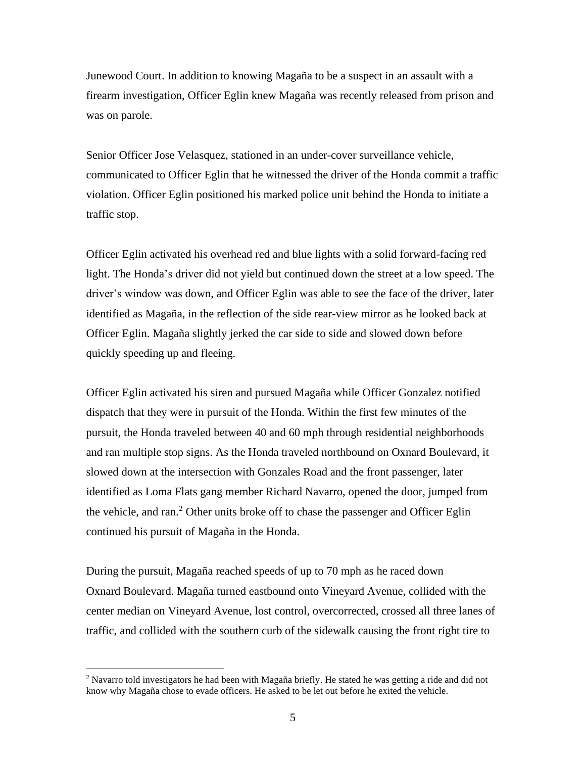Junewood Court. In addition to knowing Magaña to be a suspect in an assault with a firearm investigation, Officer Eglin knew Magaña was recently released from prison and was on parole.

Senior Officer Jose Velasquez, stationed in an under-cover surveillance vehicle, communicated to Officer Eglin that he witnessed the driver of the Honda commit a traffic violation. Officer Eglin positioned his marked police unit behind the Honda to initiate a traffic stop.

Officer Eglin activated his overhead red and blue lights with a solid forward-facing red light. The Honda's driver did not yield but continued down the street at a low speed. The driver's window was down, and Officer Eglin was able to see the face of the driver, later identified as Magaña, in the reflection of the side rear-view mirror as he looked back at Officer Eglin. Magaña slightly jerked the car side to side and slowed down before quickly speeding up and fleeing.

Officer Eglin activated his siren and pursued Magaña while Officer Gonzalez notified dispatch that they were in pursuit of the Honda. Within the first few minutes of the pursuit, the Honda traveled between 40 and 60 mph through residential neighborhoods and ran multiple stop signs. As the Honda traveled northbound on Oxnard Boulevard, it slowed down at the intersection with Gonzales Road and the front passenger, later identified as Loma Flats gang member Richard Navarro, opened the door, jumped from the vehicle, and ran.[2] Other units broke off to chase the passenger and Officer Eglin continued his pursuit of Magaña in the Honda.

During the pursuit, Magaña reached speeds of up to 70 mph as he raced down Oxnard Boulevard. Magaña turned eastbound onto Vineyard Avenue, collided with the center median on Vineyard Avenue, lost control, overcorrected, crossed all three lanes of traffic, and collided with the southern curb of the sidewalk causing the front right tire to

[2] Navarro told investigators he had been with Magaña briefly. He stated he was getting a ride and did not know why Magaña chose to evade officers. He asked to be let out before he exited the vehicle.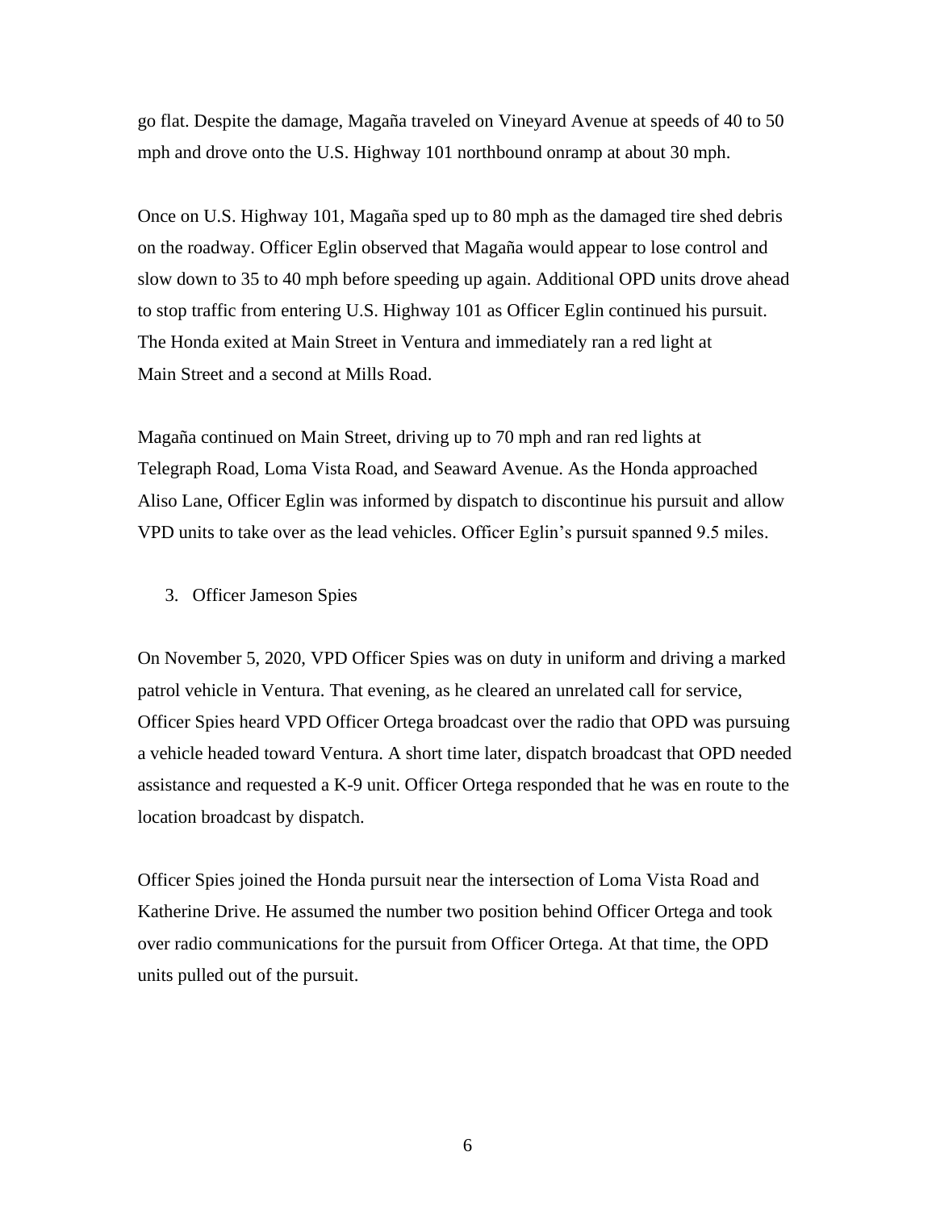go flat. Despite the damage, Magaña traveled on Vineyard Avenue at speeds of 40 to 50 mph and drove onto the U.S. Highway 101 northbound onramp at about 30 mph.

Once on U.S. Highway 101, Magaña sped up to 80 mph as the damaged tire shed debris on the roadway. Officer Eglin observed that Magaña would appear to lose control and slow down to 35 to 40 mph before speeding up again. Additional OPD units drove ahead to stop traffic from entering U.S. Highway 101 as Officer Eglin continued his pursuit. The Honda exited at Main Street in Ventura and immediately ran a red light at Main Street and a second at Mills Road.

Magaña continued on Main Street, driving up to 70 mph and ran red lights at Telegraph Road, Loma Vista Road, and Seaward Avenue. As the Honda approached Aliso Lane, Officer Eglin was informed by dispatch to discontinue his pursuit and allow VPD units to take over as the lead vehicles. Officer Eglin's pursuit spanned 9.5 miles.

3. Officer Jameson Spies

On November 5, 2020, VPD Officer Spies was on duty in uniform and driving a marked patrol vehicle in Ventura. That evening, as he cleared an unrelated call for service, Officer Spies heard VPD Officer Ortega broadcast over the radio that OPD was pursuing a vehicle headed toward Ventura. A short time later, dispatch broadcast that OPD needed assistance and requested a K-9 unit. Officer Ortega responded that he was en route to the location broadcast by dispatch.

Officer Spies joined the Honda pursuit near the intersection of Loma Vista Road and Katherine Drive. He assumed the number two position behind Officer Ortega and took over radio communications for the pursuit from Officer Ortega. At that time, the OPD units pulled out of the pursuit.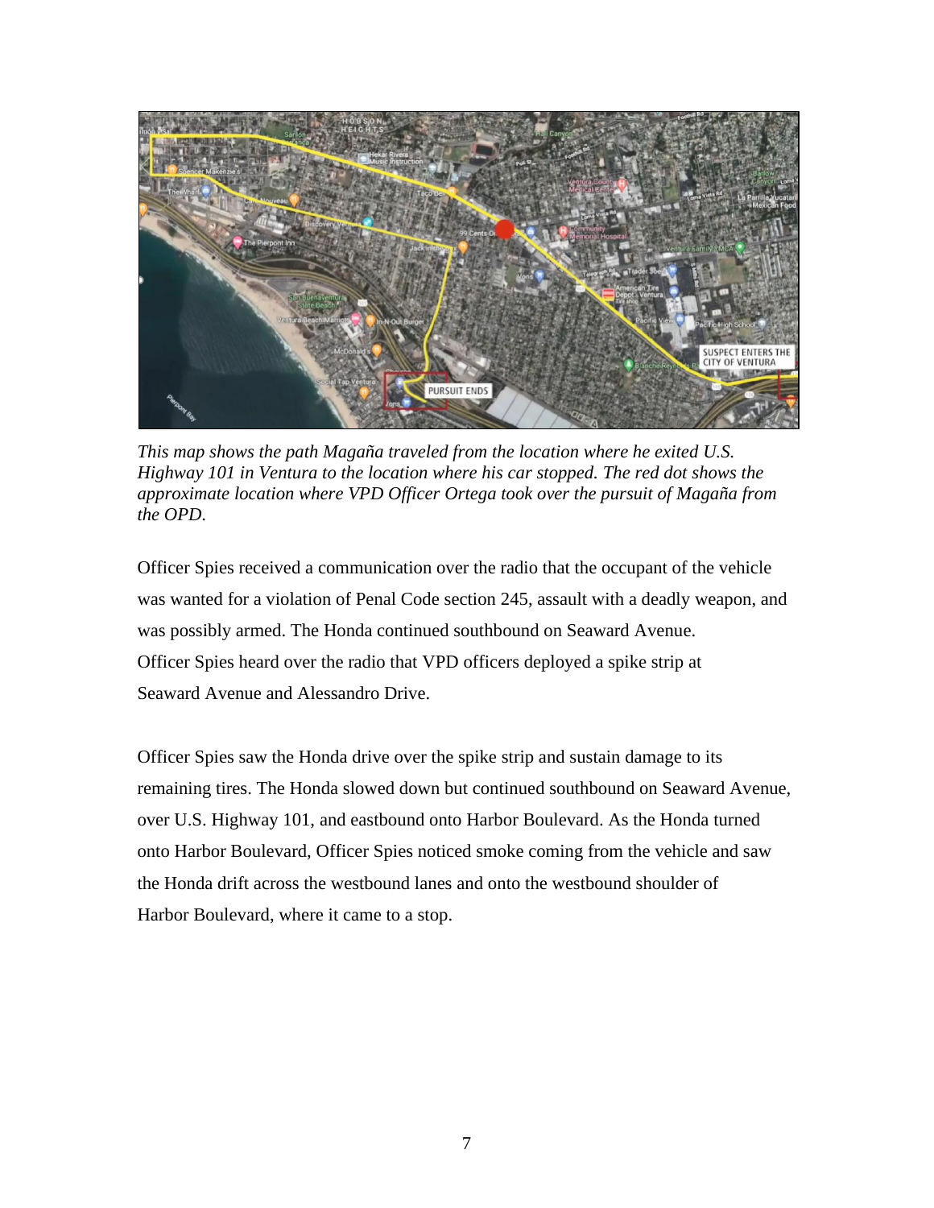*This map shows the path Magaña traveled from the location where he exited U.S. Highway 101 in Ventura to the location where his car stopped. The red dot shows the approximate location where VPD Officer Ortega took over the pursuit of Magaña from the OPD.*

Officer Spies received a communication over the radio that the occupant of the vehicle was wanted for a violation of Penal Code section 245, assault with a deadly weapon, and was possibly armed. The Honda continued southbound on Seaward Avenue. Officer Spies heard over the radio that VPD officers deployed a spike strip at Seaward Avenue and Alessandro Drive.

Officer Spies saw the Honda drive over the spike strip and sustain damage to its remaining tires. The Honda slowed down but continued southbound on Seaward Avenue, over U.S. Highway 101, and eastbound onto Harbor Boulevard. As the Honda turned onto Harbor Boulevard, Officer Spies noticed smoke coming from the vehicle and saw the Honda drift across the westbound lanes and onto the westbound shoulder of Harbor Boulevard, where it came to a stop.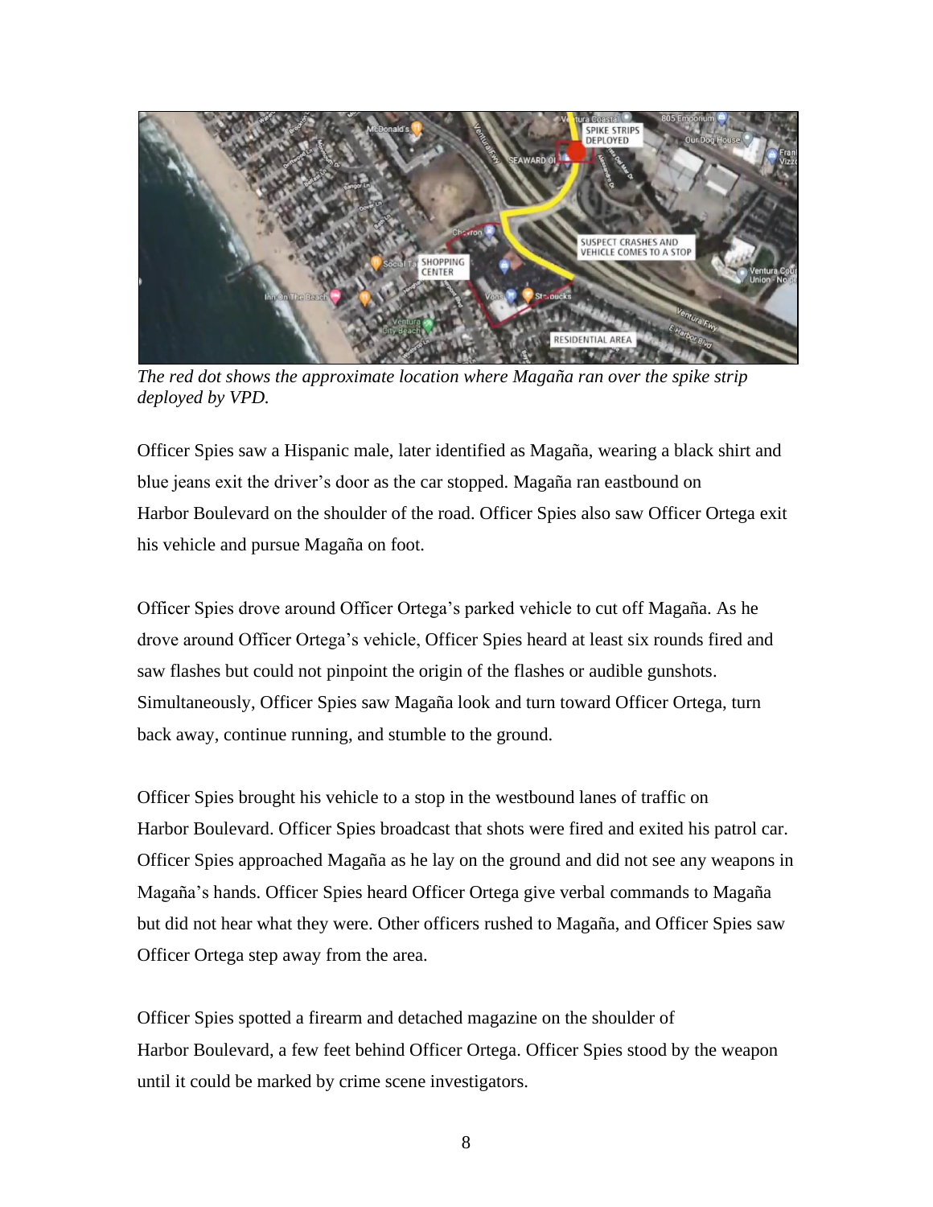*The red dot shows the approximate location where Magaña ran over the spike strip deployed by VPD.*

Officer Spies saw a Hispanic male, later identified as Magaña, wearing a black shirt and blue jeans exit the driver's door as the car stopped. Magaña ran eastbound on Harbor Boulevard on the shoulder of the road. Officer Spies also saw Officer Ortega exit his vehicle and pursue Magaña on foot.

Officer Spies drove around Officer Ortega's parked vehicle to cut off Magaña. As he drove around Officer Ortega's vehicle, Officer Spies heard at least six rounds fired and saw flashes but could not pinpoint the origin of the flashes or audible gunshots. Simultaneously, Officer Spies saw Magaña look and turn toward Officer Ortega, turn back away, continue running, and stumble to the ground.

Officer Spies brought his vehicle to a stop in the westbound lanes of traffic on Harbor Boulevard. Officer Spies broadcast that shots were fired and exited his patrol car. Officer Spies approached Magaña as he lay on the ground and did not see any weapons in Magaña's hands. Officer Spies heard Officer Ortega give verbal commands to Magaña but did not hear what they were. Other officers rushed to Magaña, and Officer Spies saw Officer Ortega step away from the area.

Officer Spies spotted a firearm and detached magazine on the shoulder of Harbor Boulevard, a few feet behind Officer Ortega. Officer Spies stood by the weapon until it could be marked by crime scene investigators.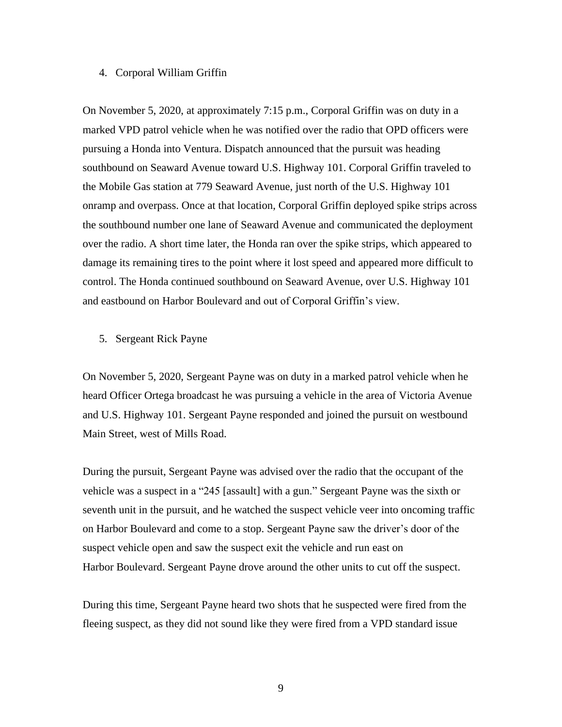4. Corporal William Griffin

On November 5, 2020, at approximately 7:15 p.m., Corporal Griffin was on duty in a marked VPD patrol vehicle when he was notified over the radio that OPD officers were pursuing a Honda into Ventura. Dispatch announced that the pursuit was heading southbound on Seaward Avenue toward U.S. Highway 101. Corporal Griffin traveled to the Mobile Gas station at 779 Seaward Avenue, just north of the U.S. Highway 101 onramp and overpass. Once at that location, Corporal Griffin deployed spike strips across the southbound number one lane of Seaward Avenue and communicated the deployment over the radio. A short time later, the Honda ran over the spike strips, which appeared to damage its remaining tires to the point where it lost speed and appeared more difficult to control. The Honda continued southbound on Seaward Avenue, over U.S. Highway 101 and eastbound on Harbor Boulevard and out of Corporal Griffin's view.

5. Sergeant Rick Payne

On November 5, 2020, Sergeant Payne was on duty in a marked patrol vehicle when he heard Officer Ortega broadcast he was pursuing a vehicle in the area of Victoria Avenue and U.S. Highway 101. Sergeant Payne responded and joined the pursuit on westbound Main Street, west of Mills Road.

During the pursuit, Sergeant Payne was advised over the radio that the occupant of the vehicle was a suspect in a "245 [assault] with a gun." Sergeant Payne was the sixth or seventh unit in the pursuit, and he watched the suspect vehicle veer into oncoming traffic on Harbor Boulevard and come to a stop. Sergeant Payne saw the driver's door of the suspect vehicle open and saw the suspect exit the vehicle and run east on Harbor Boulevard. Sergeant Payne drove around the other units to cut off the suspect.

During this time, Sergeant Payne heard two shots that he suspected were fired from the fleeing suspect, as they did not sound like they were fired from a VPD standard issue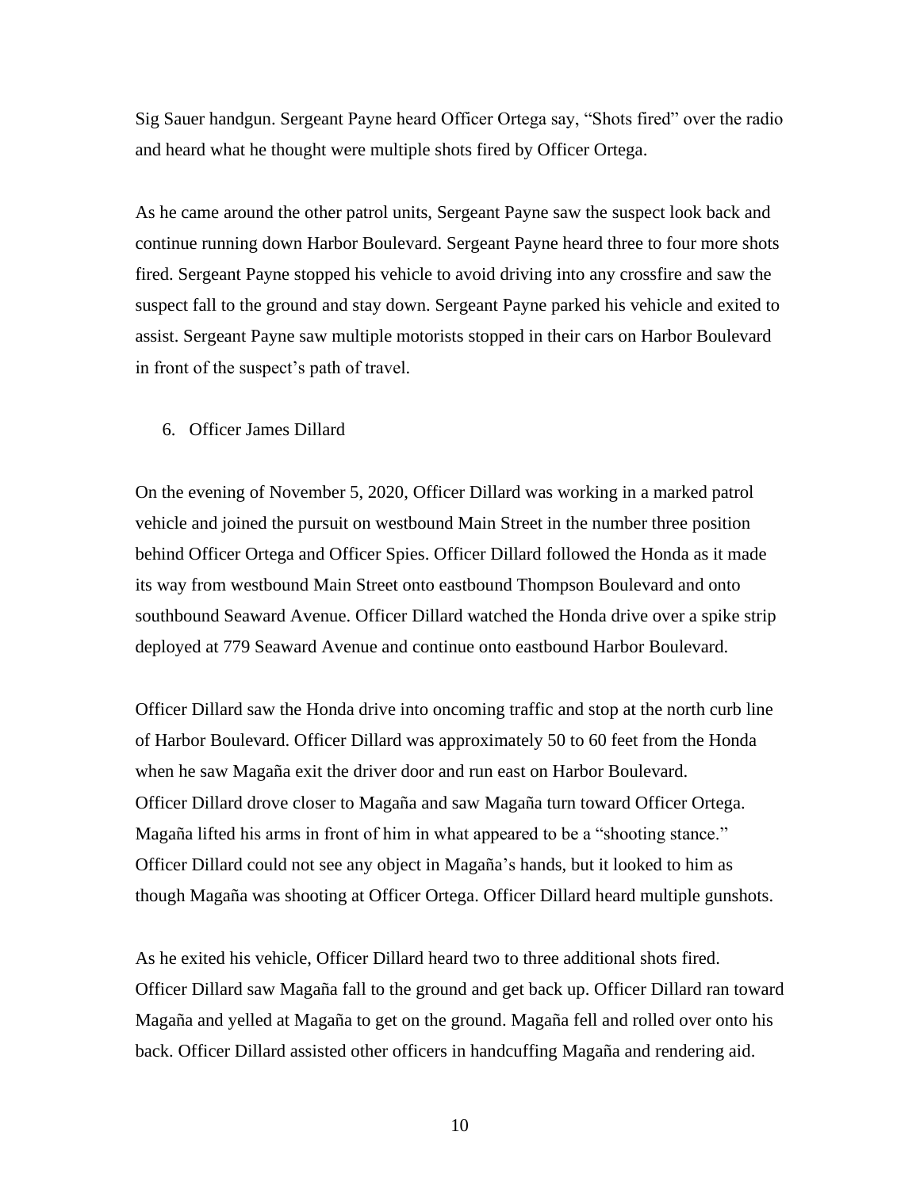Sig Sauer handgun. Sergeant Payne heard Officer Ortega say, “Shots fired” over the radio and heard what he thought were multiple shots fired by Officer Ortega.

As he came around the other patrol units, Sergeant Payne saw the suspect look back and continue running down Harbor Boulevard. Sergeant Payne heard three to four more shots fired. Sergeant Payne stopped his vehicle to avoid driving into any crossfire and saw the suspect fall to the ground and stay down. Sergeant Payne parked his vehicle and exited to assist. Sergeant Payne saw multiple motorists stopped in their cars on Harbor Boulevard in front of the suspect’s path of travel.

6. Officer James Dillard

On the evening of November 5, 2020, Officer Dillard was working in a marked patrol vehicle and joined the pursuit on westbound Main Street in the number three position behind Officer Ortega and Officer Spies. Officer Dillard followed the Honda as it made its way from westbound Main Street onto eastbound Thompson Boulevard and onto southbound Seaward Avenue. Officer Dillard watched the Honda drive over a spike strip deployed at 779 Seaward Avenue and continue onto eastbound Harbor Boulevard.

Officer Dillard saw the Honda drive into oncoming traffic and stop at the north curb line of Harbor Boulevard. Officer Dillard was approximately 50 to 60 feet from the Honda when he saw Magaña exit the driver door and run east on Harbor Boulevard. Officer Dillard drove closer to Magaña and saw Magaña turn toward Officer Ortega. Magaña lifted his arms in front of him in what appeared to be a “shooting stance.” Officer Dillard could not see any object in Magaña’s hands, but it looked to him as though Magaña was shooting at Officer Ortega. Officer Dillard heard multiple gunshots.

As he exited his vehicle, Officer Dillard heard two to three additional shots fired. Officer Dillard saw Magaña fall to the ground and get back up. Officer Dillard ran toward Magaña and yelled at Magaña to get on the ground. Magaña fell and rolled over onto his back. Officer Dillard assisted other officers in handcuffing Magaña and rendering aid.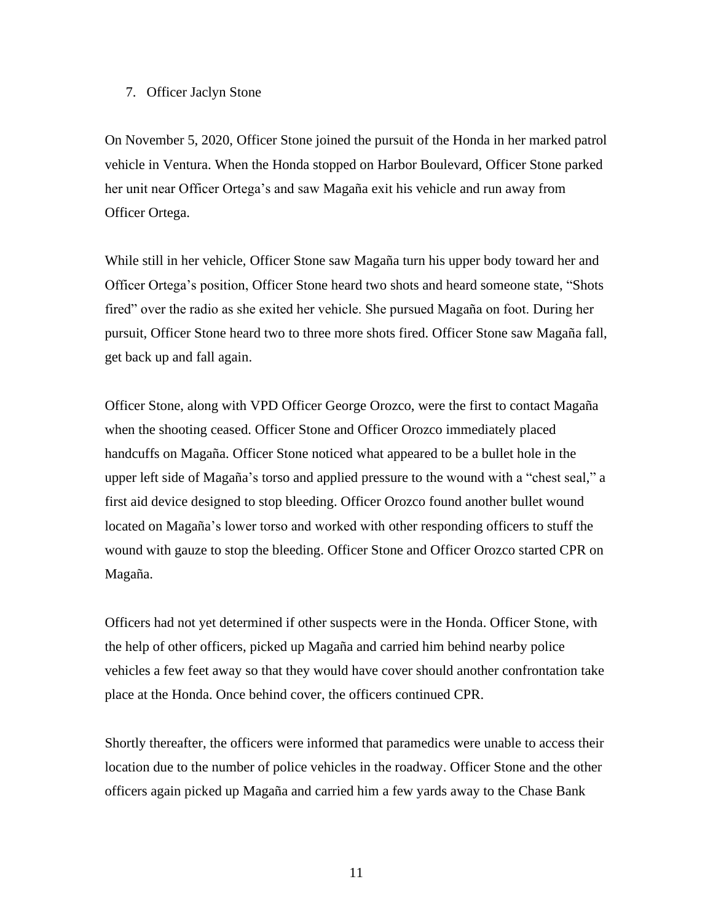7. Officer Jaclyn Stone

On November 5, 2020, Officer Stone joined the pursuit of the Honda in her marked patrol vehicle in Ventura. When the Honda stopped on Harbor Boulevard, Officer Stone parked her unit near Officer Ortega's and saw Magaña exit his vehicle and run away from Officer Ortega.

While still in her vehicle, Officer Stone saw Magaña turn his upper body toward her and Officer Ortega's position, Officer Stone heard two shots and heard someone state, "Shots fired" over the radio as she exited her vehicle. She pursued Magaña on foot. During her pursuit, Officer Stone heard two to three more shots fired. Officer Stone saw Magaña fall, get back up and fall again.

Officer Stone, along with VPD Officer George Orozco, were the first to contact Magaña when the shooting ceased. Officer Stone and Officer Orozco immediately placed handcuffs on Magaña. Officer Stone noticed what appeared to be a bullet hole in the upper left side of Magaña's torso and applied pressure to the wound with a "chest seal," a first aid device designed to stop bleeding. Officer Orozco found another bullet wound located on Magaña's lower torso and worked with other responding officers to stuff the wound with gauze to stop the bleeding. Officer Stone and Officer Orozco started CPR on Magaña.

Officers had not yet determined if other suspects were in the Honda. Officer Stone, with the help of other officers, picked up Magaña and carried him behind nearby police vehicles a few feet away so that they would have cover should another confrontation take place at the Honda. Once behind cover, the officers continued CPR.

Shortly thereafter, the officers were informed that paramedics were unable to access their location due to the number of police vehicles in the roadway. Officer Stone and the other officers again picked up Magaña and carried him a few yards away to the Chase Bank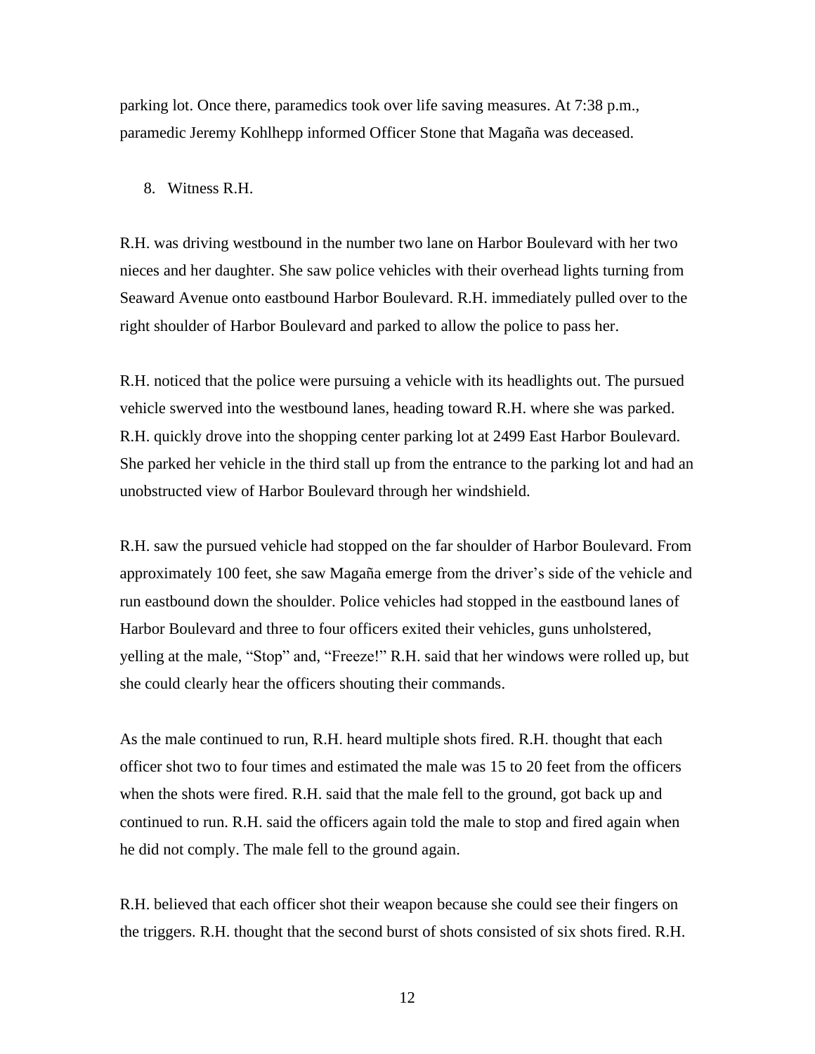parking lot. Once there, paramedics took over life saving measures. At 7:38 p.m., paramedic Jeremy Kohlhepp informed Officer Stone that Magaña was deceased.

8. Witness R.H.

R.H. was driving westbound in the number two lane on Harbor Boulevard with her two nieces and her daughter. She saw police vehicles with their overhead lights turning from Seaward Avenue onto eastbound Harbor Boulevard. R.H. immediately pulled over to the right shoulder of Harbor Boulevard and parked to allow the police to pass her.

R.H. noticed that the police were pursuing a vehicle with its headlights out. The pursued vehicle swerved into the westbound lanes, heading toward R.H. where she was parked. R.H. quickly drove into the shopping center parking lot at 2499 East Harbor Boulevard. She parked her vehicle in the third stall up from the entrance to the parking lot and had an unobstructed view of Harbor Boulevard through her windshield.

R.H. saw the pursued vehicle had stopped on the far shoulder of Harbor Boulevard. From approximately 100 feet, she saw Magaña emerge from the driver's side of the vehicle and run eastbound down the shoulder. Police vehicles had stopped in the eastbound lanes of Harbor Boulevard and three to four officers exited their vehicles, guns unholstered, yelling at the male, "Stop" and, "Freeze!" R.H. said that her windows were rolled up, but she could clearly hear the officers shouting their commands.

As the male continued to run, R.H. heard multiple shots fired. R.H. thought that each officer shot two to four times and estimated the male was 15 to 20 feet from the officers when the shots were fired. R.H. said that the male fell to the ground, got back up and continued to run. R.H. said the officers again told the male to stop and fired again when he did not comply. The male fell to the ground again.

R.H. believed that each officer shot their weapon because she could see their fingers on the triggers. R.H. thought that the second burst of shots consisted of six shots fired. R.H.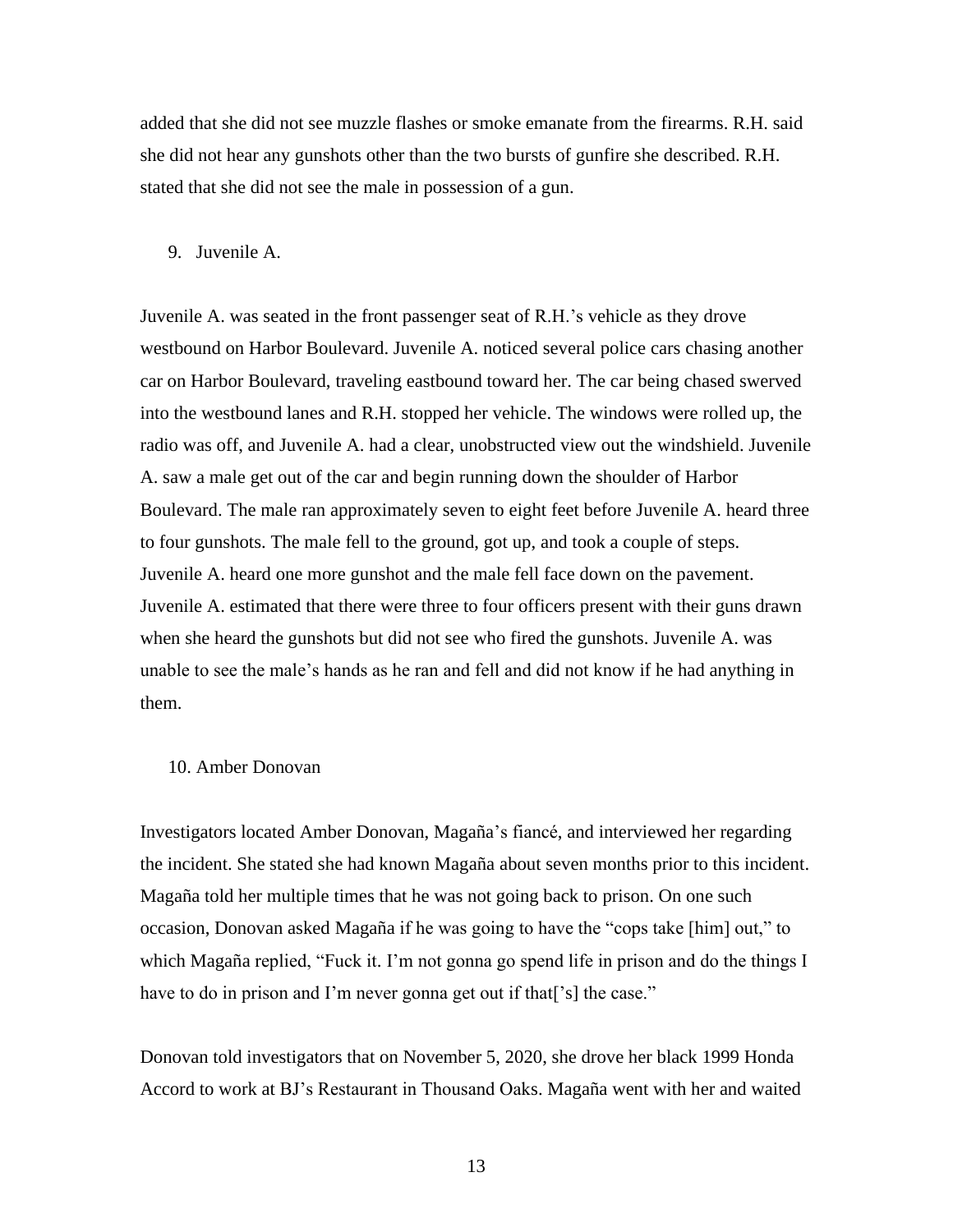added that she did not see muzzle flashes or smoke emanate from the firearms. R.H. said she did not hear any gunshots other than the two bursts of gunfire she described. R.H. stated that she did not see the male in possession of a gun.

9. Juvenile A.

Juvenile A. was seated in the front passenger seat of R.H.'s vehicle as they drove westbound on Harbor Boulevard. Juvenile A. noticed several police cars chasing another car on Harbor Boulevard, traveling eastbound toward her. The car being chased swerved into the westbound lanes and R.H. stopped her vehicle. The windows were rolled up, the radio was off, and Juvenile A. had a clear, unobstructed view out the windshield. Juvenile A. saw a male get out of the car and begin running down the shoulder of Harbor Boulevard. The male ran approximately seven to eight feet before Juvenile A. heard three to four gunshots. The male fell to the ground, got up, and took a couple of steps. Juvenile A. heard one more gunshot and the male fell face down on the pavement. Juvenile A. estimated that there were three to four officers present with their guns drawn when she heard the gunshots but did not see who fired the gunshots. Juvenile A. was unable to see the male's hands as he ran and fell and did not know if he had anything in them.

10. Amber Donovan

Investigators located Amber Donovan, Magaña's fiancé, and interviewed her regarding the incident. She stated she had known Magaña about seven months prior to this incident. Magaña told her multiple times that he was not going back to prison. On one such occasion, Donovan asked Magaña if he was going to have the "cops take [him] out," to which Magaña replied, "Fuck it. I'm not gonna go spend life in prison and do the things I have to do in prison and I'm never gonna get out if that['s] the case."

Donovan told investigators that on November 5, 2020, she drove her black 1999 Honda Accord to work at BJ's Restaurant in Thousand Oaks. Magaña went with her and waited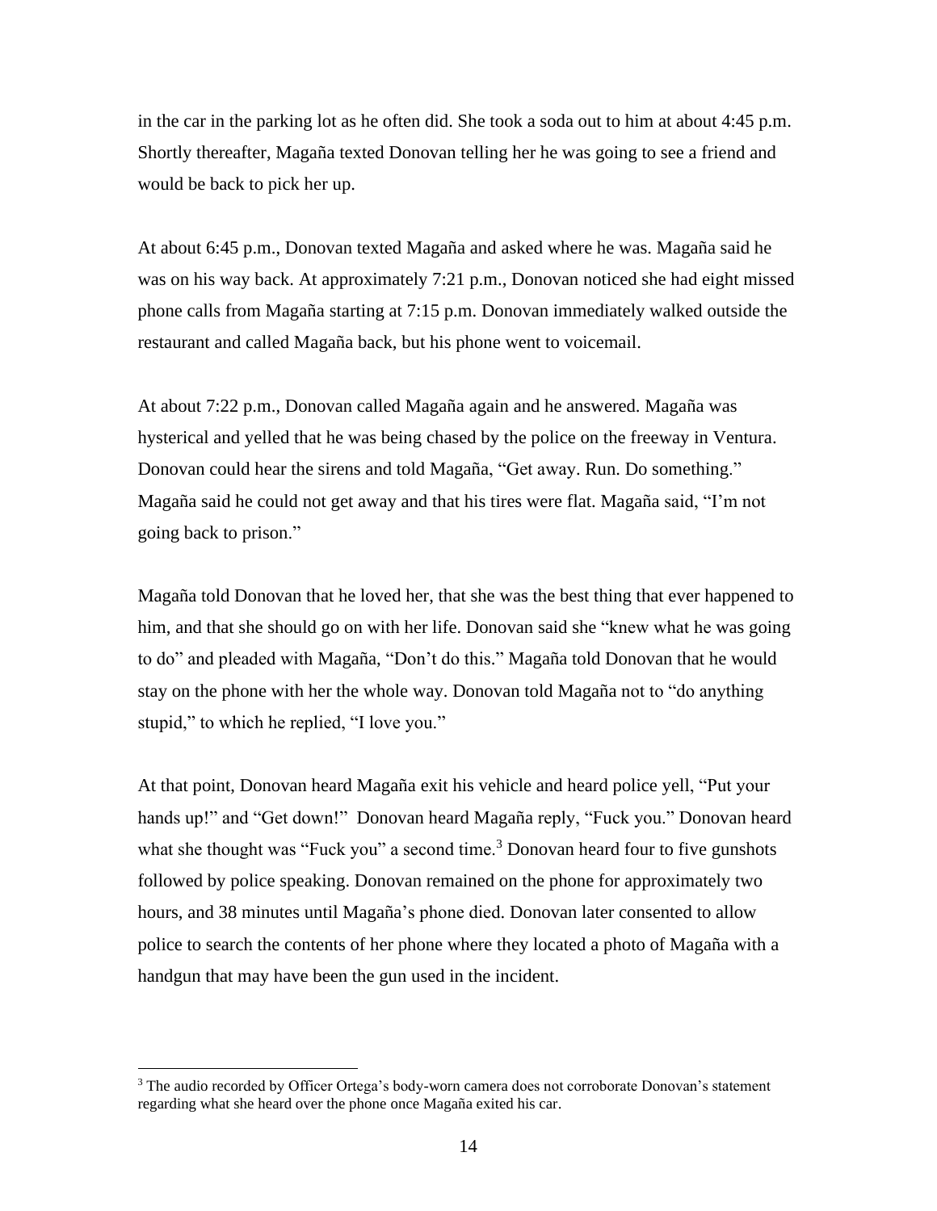in the car in the parking lot as he often did. She took a soda out to him at about 4:45 p.m. Shortly thereafter, Magaña texted Donovan telling her he was going to see a friend and would be back to pick her up.

At about 6:45 p.m., Donovan texted Magaña and asked where he was. Magaña said he was on his way back. At approximately 7:21 p.m., Donovan noticed she had eight missed phone calls from Magaña starting at 7:15 p.m. Donovan immediately walked outside the restaurant and called Magaña back, but his phone went to voicemail.

At about 7:22 p.m., Donovan called Magaña again and he answered. Magaña was hysterical and yelled that he was being chased by the police on the freeway in Ventura. Donovan could hear the sirens and told Magaña, "Get away. Run. Do something." Magaña said he could not get away and that his tires were flat. Magaña said, "I'm not going back to prison."

Magaña told Donovan that he loved her, that she was the best thing that ever happened to him, and that she should go on with her life. Donovan said she "knew what he was going to do" and pleaded with Magaña, "Don't do this." Magaña told Donovan that he would stay on the phone with her the whole way. Donovan told Magaña not to "do anything stupid," to which he replied, "I love you."

At that point, Donovan heard Magaña exit his vehicle and heard police yell, "Put your hands up!" and "Get down!" Donovan heard Magaña reply, "Fuck you." Donovan heard what she thought was "Fuck you" a second time.[3] Donovan heard four to five gunshots followed by police speaking. Donovan remained on the phone for approximately two hours, and 38 minutes until Magaña's phone died. Donovan later consented to allow police to search the contents of her phone where they located a photo of Magaña with a handgun that may have been the gun used in the incident.

[3] The audio recorded by Officer Ortega's body-worn camera does not corroborate Donovan's statement regarding what she heard over the phone once Magaña exited his car.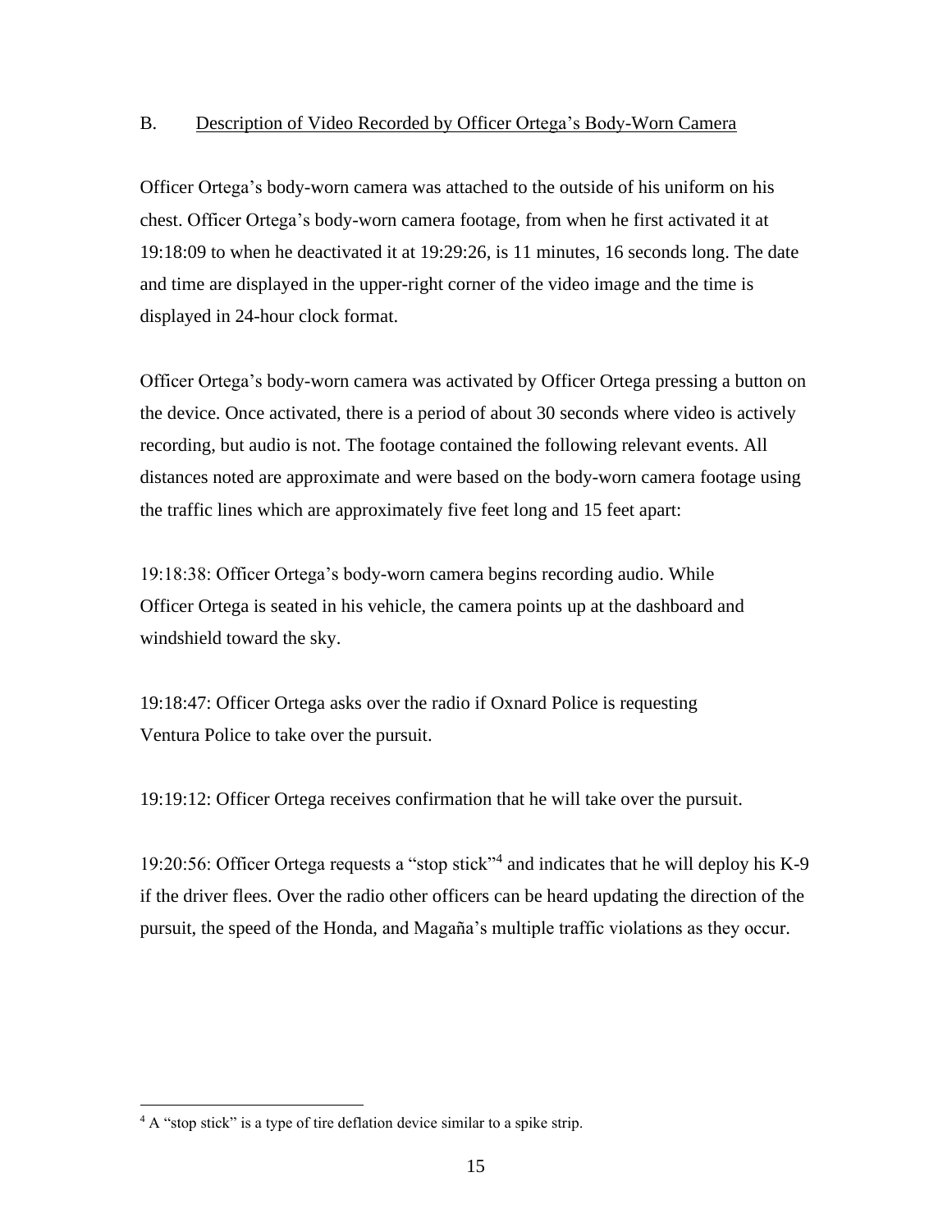### B. Description of Video Recorded by Officer Ortega's Body-Worn Camera

Officer Ortega's body-worn camera was attached to the outside of his uniform on his chest. Officer Ortega's body-worn camera footage, from when he first activated it at 19:18:09 to when he deactivated it at 19:29:26, is 11 minutes, 16 seconds long. The date and time are displayed in the upper-right corner of the video image and the time is displayed in 24-hour clock format.

Officer Ortega's body-worn camera was activated by Officer Ortega pressing a button on the device. Once activated, there is a period of about 30 seconds where video is actively recording, but audio is not. The footage contained the following relevant events. All distances noted are approximate and were based on the body-worn camera footage using the traffic lines which are approximately five feet long and 15 feet apart:

19:18:38: Officer Ortega's body-worn camera begins recording audio. While Officer Ortega is seated in his vehicle, the camera points up at the dashboard and windshield toward the sky.

19:18:47: Officer Ortega asks over the radio if Oxnard Police is requesting Ventura Police to take over the pursuit.

19:19:12: Officer Ortega receives confirmation that he will take over the pursuit.

19:20:56: Officer Ortega requests a "stop stick"[4] and indicates that he will deploy his K-9 if the driver flees. Over the radio other officers can be heard updating the direction of the pursuit, the speed of the Honda, and Magaña's multiple traffic violations as they occur.

---

[4] A "stop stick" is a type of tire deflation device similar to a spike strip.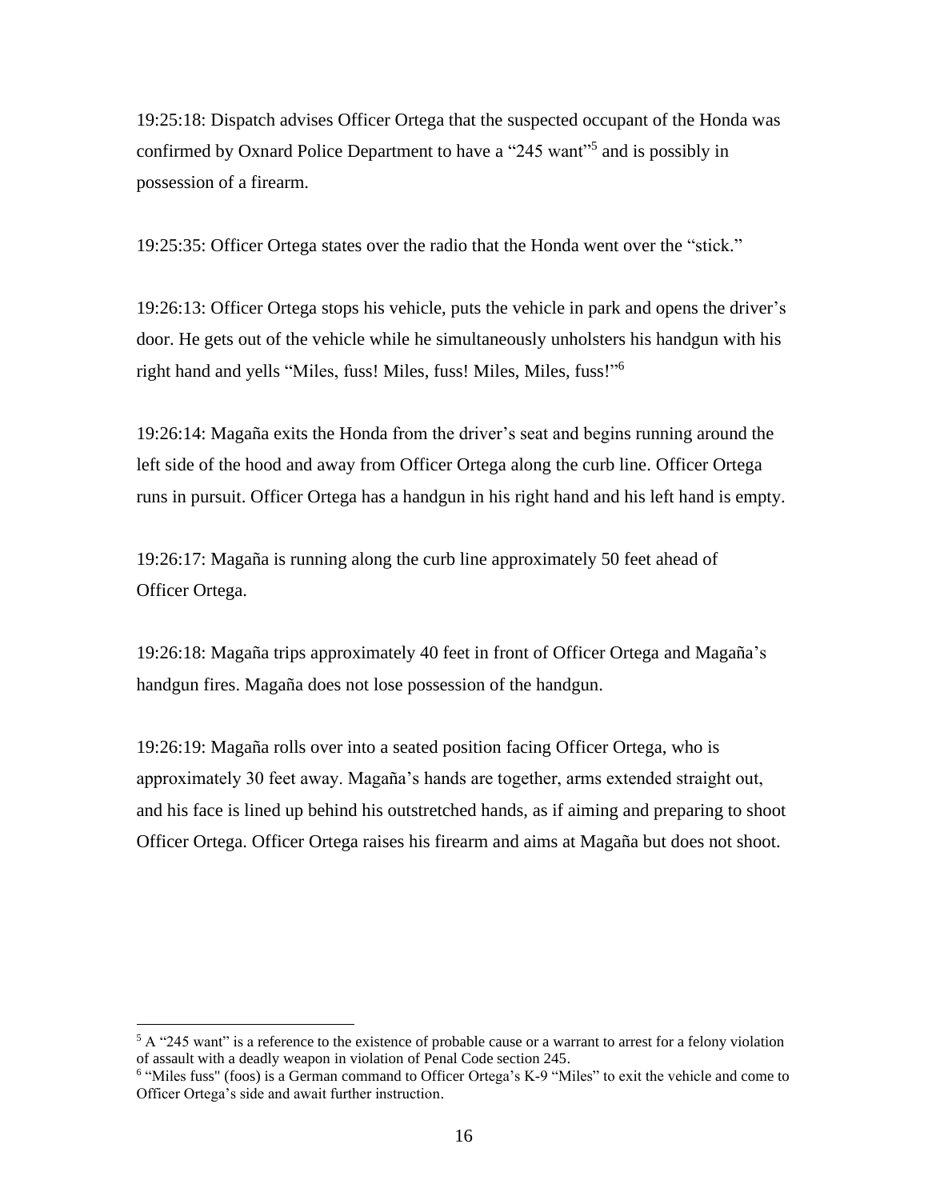19:25:18: Dispatch advises Officer Ortega that the suspected occupant of the Honda was confirmed by Oxnard Police Department to have a "245 want"[5] and is possibly in possession of a firearm.

19:25:35: Officer Ortega states over the radio that the Honda went over the "stick."

19:26:13: Officer Ortega stops his vehicle, puts the vehicle in park and opens the driver's door. He gets out of the vehicle while he simultaneously unholsters his handgun with his right hand and yells "Miles, fuss! Miles, fuss! Miles, Miles, fuss!"[6]

19:26:14: Magaña exits the Honda from the driver's seat and begins running around the left side of the hood and away from Officer Ortega along the curb line. Officer Ortega runs in pursuit. Officer Ortega has a handgun in his right hand and his left hand is empty.

19:26:17: Magaña is running along the curb line approximately 50 feet ahead of Officer Ortega.

19:26:18: Magaña trips approximately 40 feet in front of Officer Ortega and Magaña's handgun fires. Magaña does not lose possession of the handgun.

19:26:19: Magaña rolls over into a seated position facing Officer Ortega, who is approximately 30 feet away. Magaña's hands are together, arms extended straight out, and his face is lined up behind his outstretched hands, as if aiming and preparing to shoot Officer Ortega. Officer Ortega raises his firearm and aims at Magaña but does not shoot.

---

[5] A "245 want" is a reference to the existence of probable cause or a warrant to arrest for a felony violation of assault with a deadly weapon in violation of Penal Code section 245.

[6] "Miles fuss" (foos) is a German command to Officer Ortega's K-9 "Miles" to exit the vehicle and come to Officer Ortega's side and await further instruction.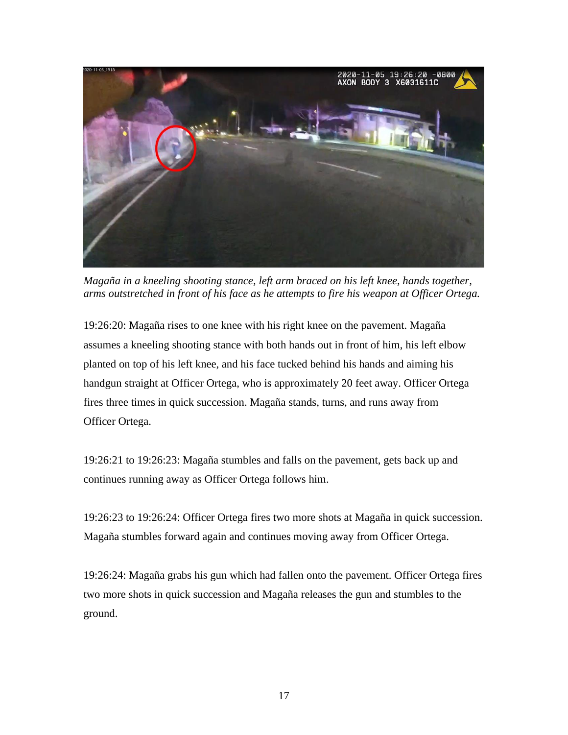*Magaña in a kneeling shooting stance, left arm braced on his left knee, hands together, arms outstretched in front of his face as he attempts to fire his weapon at Officer Ortega.*

19:26:20: Magaña rises to one knee with his right knee on the pavement. Magaña assumes a kneeling shooting stance with both hands out in front of him, his left elbow planted on top of his left knee, and his face tucked behind his hands and aiming his handgun straight at Officer Ortega, who is approximately 20 feet away. Officer Ortega fires three times in quick succession. Magaña stands, turns, and runs away from Officer Ortega.

19:26:21 to 19:26:23: Magaña stumbles and falls on the pavement, gets back up and continues running away as Officer Ortega follows him.

19:26:23 to 19:26:24: Officer Ortega fires two more shots at Magaña in quick succession. Magaña stumbles forward again and continues moving away from Officer Ortega.

19:26:24: Magaña grabs his gun which had fallen onto the pavement. Officer Ortega fires two more shots in quick succession and Magaña releases the gun and stumbles to the ground.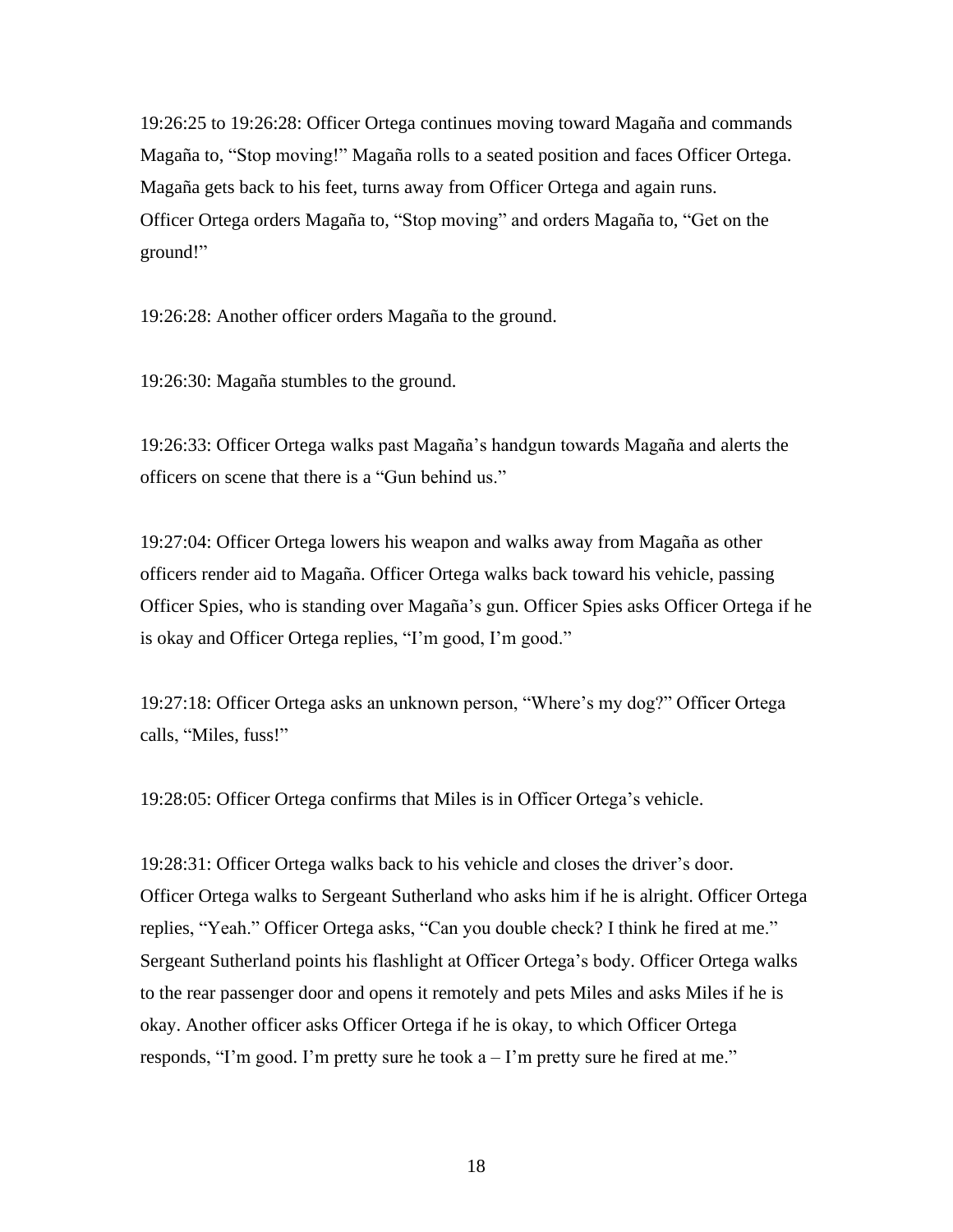19:26:25 to 19:26:28: Officer Ortega continues moving toward Magaña and commands Magaña to, "Stop moving!" Magaña rolls to a seated position and faces Officer Ortega. Magaña gets back to his feet, turns away from Officer Ortega and again runs. Officer Ortega orders Magaña to, "Stop moving" and orders Magaña to, "Get on the ground!"

19:26:28: Another officer orders Magaña to the ground.

19:26:30: Magaña stumbles to the ground.

19:26:33: Officer Ortega walks past Magaña's handgun towards Magaña and alerts the officers on scene that there is a "Gun behind us."

19:27:04: Officer Ortega lowers his weapon and walks away from Magaña as other officers render aid to Magaña. Officer Ortega walks back toward his vehicle, passing Officer Spies, who is standing over Magaña's gun. Officer Spies asks Officer Ortega if he is okay and Officer Ortega replies, "I'm good, I'm good."

19:27:18: Officer Ortega asks an unknown person, "Where's my dog?" Officer Ortega calls, "Miles, fuss!"

19:28:05: Officer Ortega confirms that Miles is in Officer Ortega's vehicle.

19:28:31: Officer Ortega walks back to his vehicle and closes the driver's door. Officer Ortega walks to Sergeant Sutherland who asks him if he is alright. Officer Ortega replies, "Yeah." Officer Ortega asks, "Can you double check? I think he fired at me." Sergeant Sutherland points his flashlight at Officer Ortega's body. Officer Ortega walks to the rear passenger door and opens it remotely and pets Miles and asks Miles if he is okay. Another officer asks Officer Ortega if he is okay, to which Officer Ortega responds, "I'm good. I'm pretty sure he took a – I'm pretty sure he fired at me."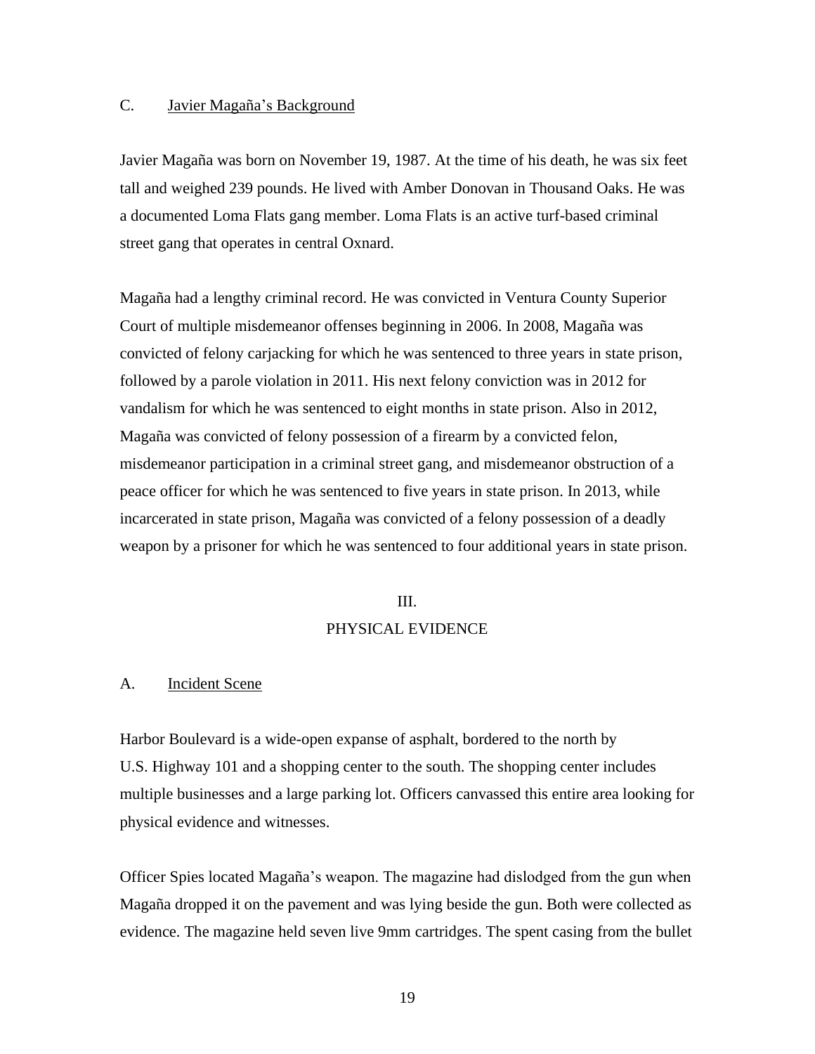### C. Javier Magaña's Background

Javier Magaña was born on November 19, 1987. At the time of his death, he was six feet tall and weighed 239 pounds. He lived with Amber Donovan in Thousand Oaks. He was a documented Loma Flats gang member. Loma Flats is an active turf-based criminal street gang that operates in central Oxnard.

Magaña had a lengthy criminal record. He was convicted in Ventura County Superior Court of multiple misdemeanor offenses beginning in 2006. In 2008, Magaña was convicted of felony carjacking for which he was sentenced to three years in state prison, followed by a parole violation in 2011. His next felony conviction was in 2012 for vandalism for which he was sentenced to eight months in state prison. Also in 2012, Magaña was convicted of felony possession of a firearm by a convicted felon, misdemeanor participation in a criminal street gang, and misdemeanor obstruction of a peace officer for which he was sentenced to five years in state prison. In 2013, while incarcerated in state prison, Magaña was convicted of a felony possession of a deadly weapon by a prisoner for which he was sentenced to four additional years in state prison.

## III.
## PHYSICAL EVIDENCE

### A. Incident Scene

Harbor Boulevard is a wide-open expanse of asphalt, bordered to the north by U.S. Highway 101 and a shopping center to the south. The shopping center includes multiple businesses and a large parking lot. Officers canvassed this entire area looking for physical evidence and witnesses.

Officer Spies located Magaña's weapon. The magazine had dislodged from the gun when Magaña dropped it on the pavement and was lying beside the gun. Both were collected as evidence. The magazine held seven live 9mm cartridges. The spent casing from the bullet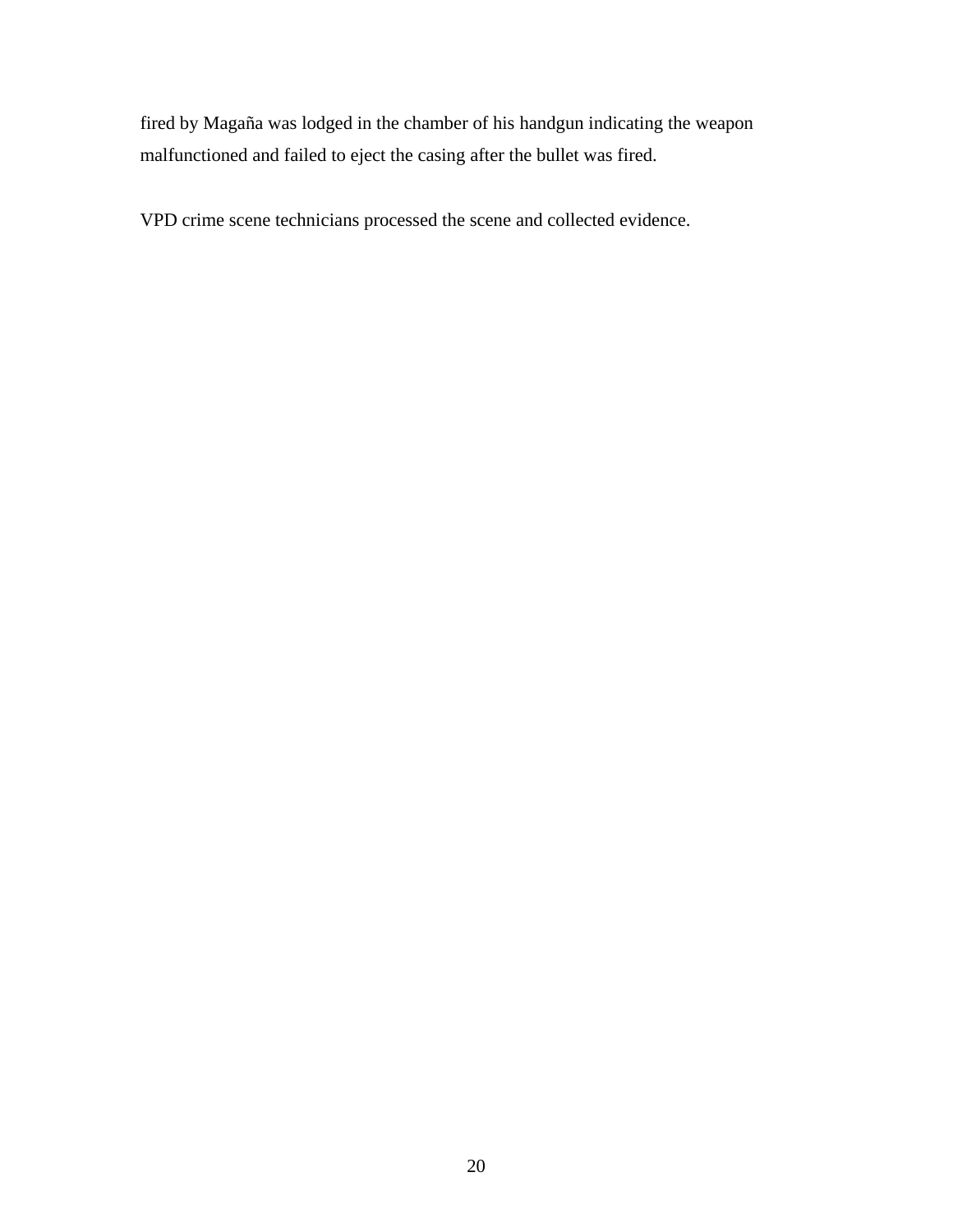fired by Magaña was lodged in the chamber of his handgun indicating the weapon malfunctioned and failed to eject the casing after the bullet was fired.

VPD crime scene technicians processed the scene and collected evidence.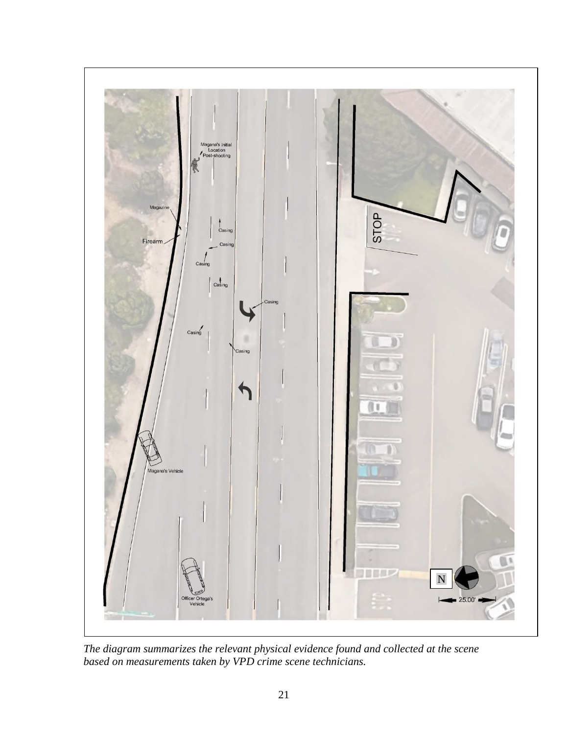*The diagram summarizes the relevant physical evidence found and collected at the scene based on measurements taken by VPD crime scene technicians.*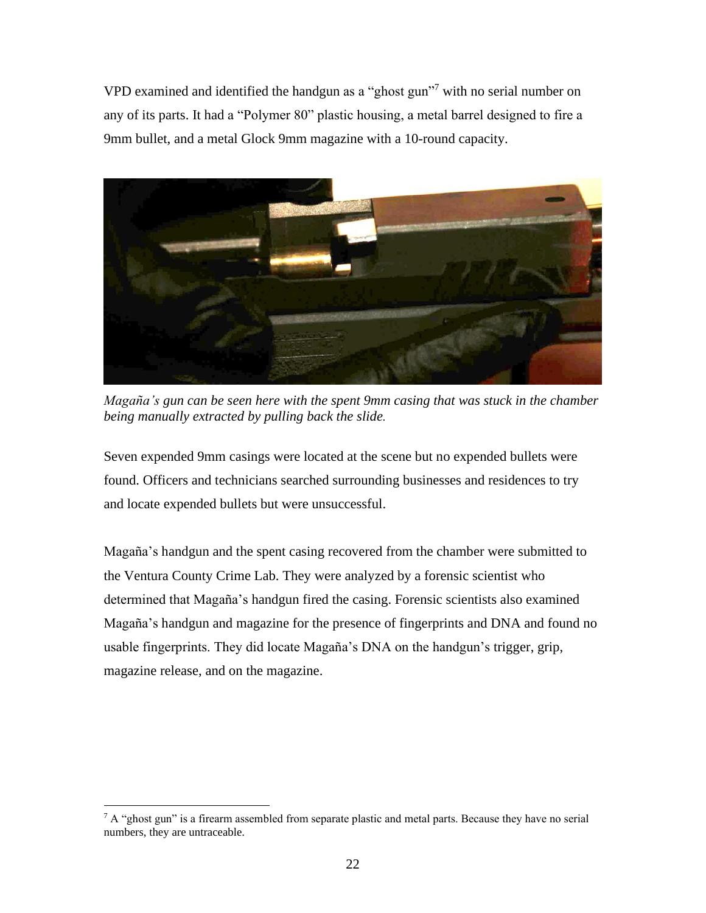VPD examined and identified the handgun as a "ghost gun"[7] with no serial number on any of its parts. It had a "Polymer 80" plastic housing, a metal barrel designed to fire a 9mm bullet, and a metal Glock 9mm magazine with a 10-round capacity.

*Magaña's gun can be seen here with the spent 9mm casing that was stuck in the chamber being manually extracted by pulling back the slide.*

Seven expended 9mm casings were located at the scene but no expended bullets were found. Officers and technicians searched surrounding businesses and residences to try and locate expended bullets but were unsuccessful.

Magaña's handgun and the spent casing recovered from the chamber were submitted to the Ventura County Crime Lab. They were analyzed by a forensic scientist who determined that Magaña's handgun fired the casing. Forensic scientists also examined Magaña's handgun and magazine for the presence of fingerprints and DNA and found no usable fingerprints. They did locate Magaña's DNA on the handgun's trigger, grip, magazine release, and on the magazine.

[7] A "ghost gun" is a firearm assembled from separate plastic and metal parts. Because they have no serial numbers, they are untraceable.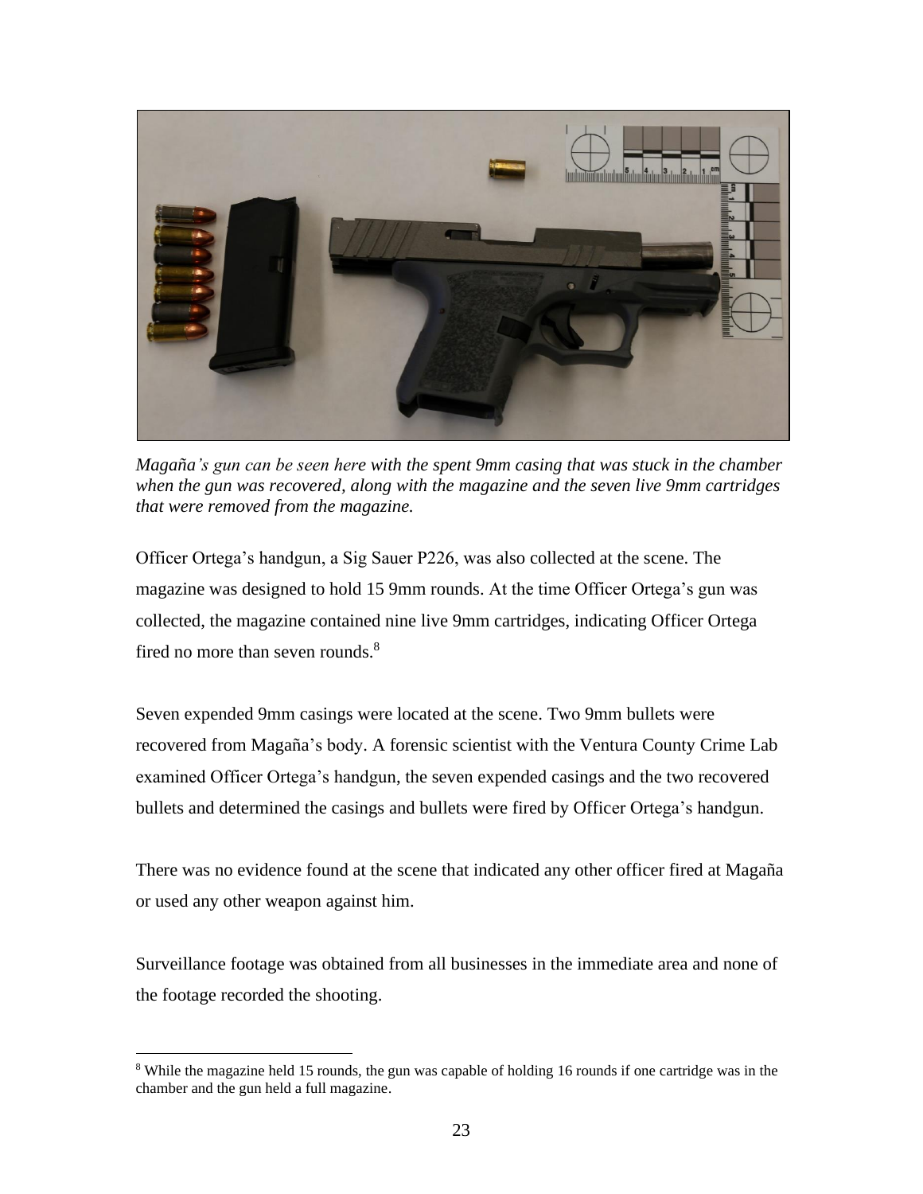*Magaña's gun can be seen here with the spent 9mm casing that was stuck in the chamber when the gun was recovered, along with the magazine and the seven live 9mm cartridges that were removed from the magazine.*

Officer Ortega's handgun, a Sig Sauer P226, was also collected at the scene. The magazine was designed to hold 15 9mm rounds. At the time Officer Ortega's gun was collected, the magazine contained nine live 9mm cartridges, indicating Officer Ortega fired no more than seven rounds.[8]

Seven expended 9mm casings were located at the scene. Two 9mm bullets were recovered from Magaña's body. A forensic scientist with the Ventura County Crime Lab examined Officer Ortega's handgun, the seven expended casings and the two recovered bullets and determined the casings and bullets were fired by Officer Ortega's handgun.

There was no evidence found at the scene that indicated any other officer fired at Magaña or used any other weapon against him.

Surveillance footage was obtained from all businesses in the immediate area and none of the footage recorded the shooting.

[8] While the magazine held 15 rounds, the gun was capable of holding 16 rounds if one cartridge was in the chamber and the gun held a full magazine.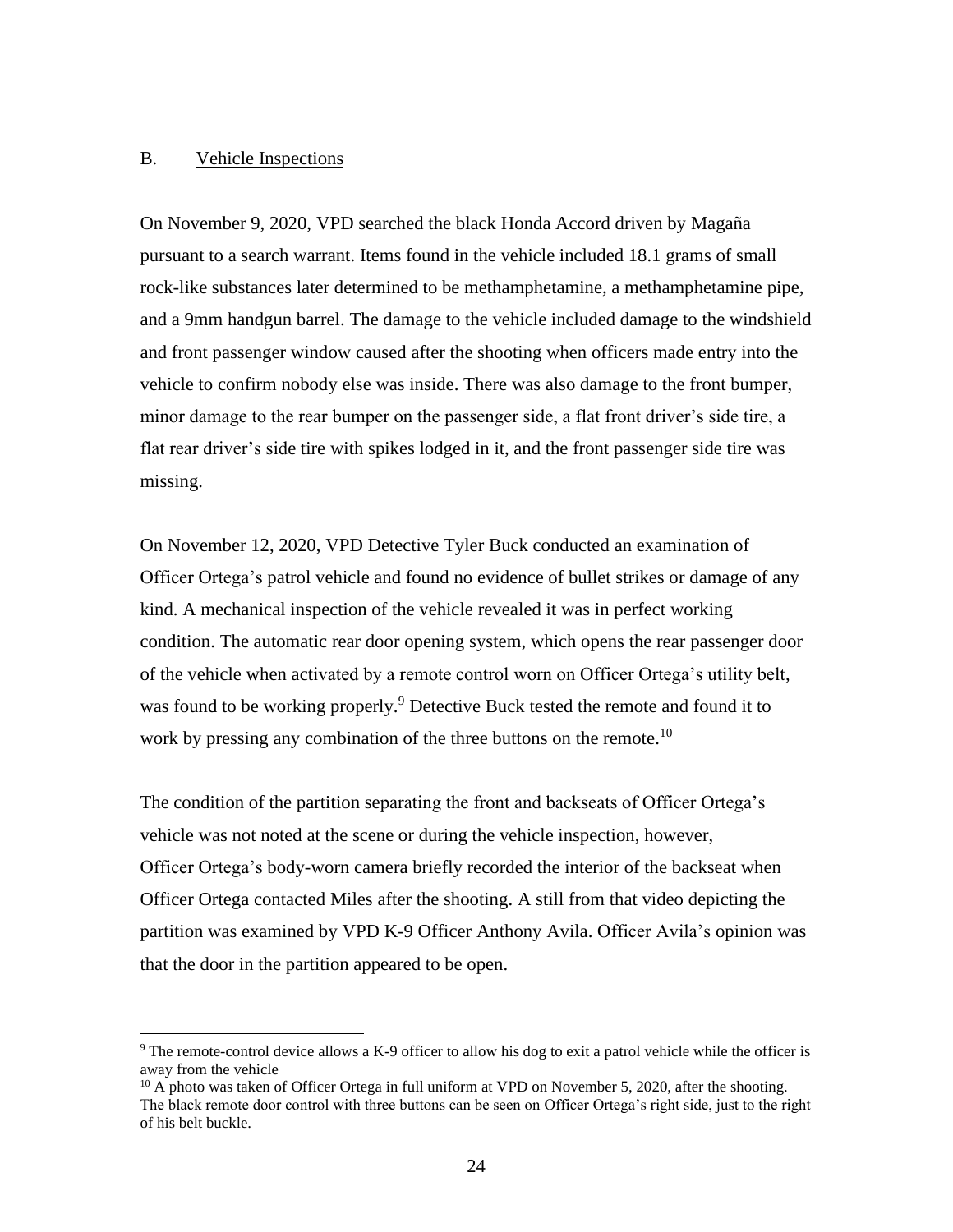## B. Vehicle Inspections

On November 9, 2020, VPD searched the black Honda Accord driven by Magaña pursuant to a search warrant. Items found in the vehicle included 18.1 grams of small rock-like substances later determined to be methamphetamine, a methamphetamine pipe, and a 9mm handgun barrel. The damage to the vehicle included damage to the windshield and front passenger window caused after the shooting when officers made entry into the vehicle to confirm nobody else was inside. There was also damage to the front bumper, minor damage to the rear bumper on the passenger side, a flat front driver's side tire, a flat rear driver's side tire with spikes lodged in it, and the front passenger side tire was missing.

On November 12, 2020, VPD Detective Tyler Buck conducted an examination of Officer Ortega's patrol vehicle and found no evidence of bullet strikes or damage of any kind. A mechanical inspection of the vehicle revealed it was in perfect working condition. The automatic rear door opening system, which opens the rear passenger door of the vehicle when activated by a remote control worn on Officer Ortega's utility belt, was found to be working properly.[9] Detective Buck tested the remote and found it to work by pressing any combination of the three buttons on the remote.[10]

The condition of the partition separating the front and backseats of Officer Ortega's vehicle was not noted at the scene or during the vehicle inspection, however, Officer Ortega's body-worn camera briefly recorded the interior of the backseat when Officer Ortega contacted Miles after the shooting. A still from that video depicting the partition was examined by VPD K-9 Officer Anthony Avila. Officer Avila's opinion was that the door in the partition appeared to be open.

---

[9] The remote-control device allows a K-9 officer to allow his dog to exit a patrol vehicle while the officer is away from the vehicle

[10] A photo was taken of Officer Ortega in full uniform at VPD on November 5, 2020, after the shooting. The black remote door control with three buttons can be seen on Officer Ortega's right side, just to the right of his belt buckle.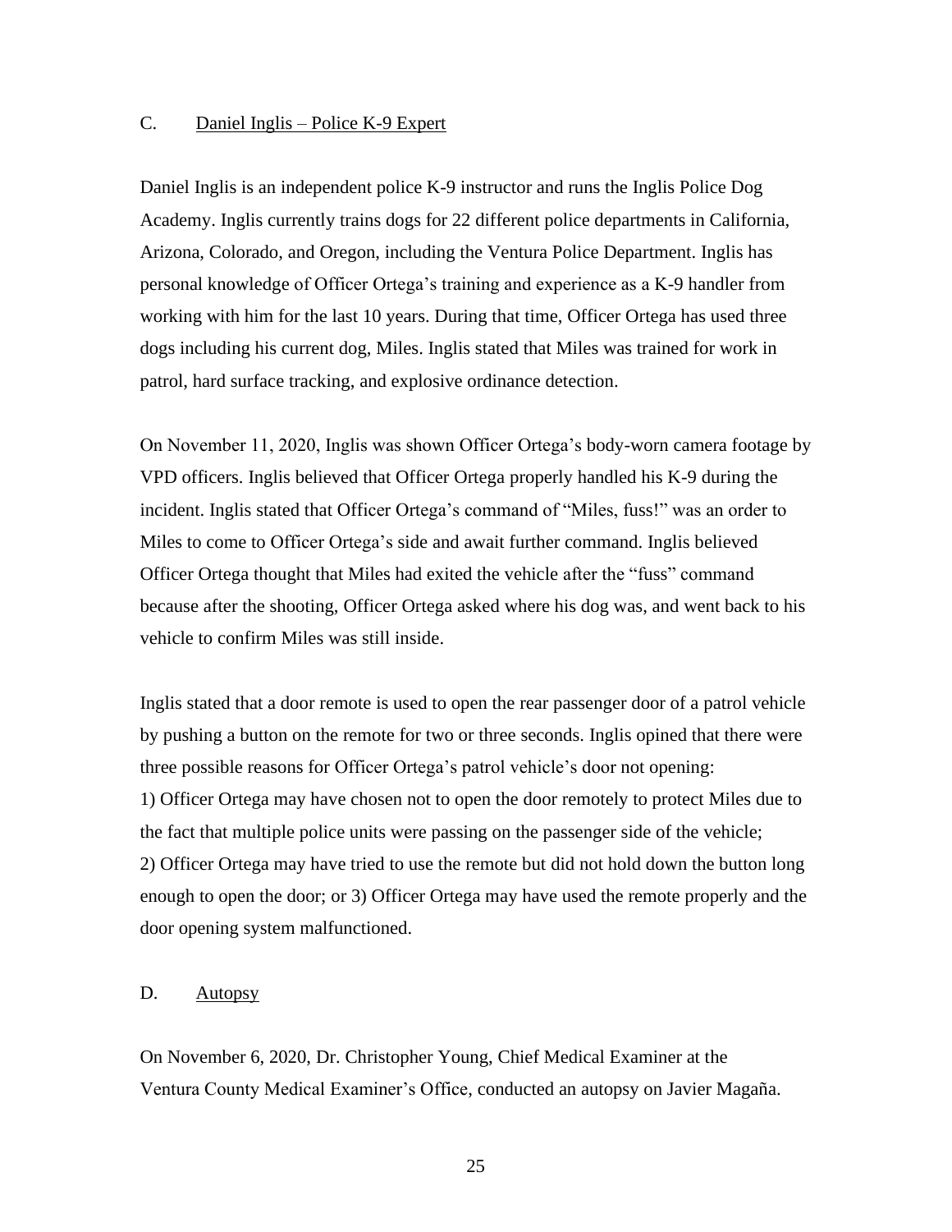### C. Daniel Inglis – Police K-9 Expert

Daniel Inglis is an independent police K-9 instructor and runs the Inglis Police Dog Academy. Inglis currently trains dogs for 22 different police departments in California, Arizona, Colorado, and Oregon, including the Ventura Police Department. Inglis has personal knowledge of Officer Ortega's training and experience as a K-9 handler from working with him for the last 10 years. During that time, Officer Ortega has used three dogs including his current dog, Miles. Inglis stated that Miles was trained for work in patrol, hard surface tracking, and explosive ordinance detection.

On November 11, 2020, Inglis was shown Officer Ortega's body-worn camera footage by VPD officers. Inglis believed that Officer Ortega properly handled his K-9 during the incident. Inglis stated that Officer Ortega's command of "Miles, fuss!" was an order to Miles to come to Officer Ortega's side and await further command. Inglis believed Officer Ortega thought that Miles had exited the vehicle after the "fuss" command because after the shooting, Officer Ortega asked where his dog was, and went back to his vehicle to confirm Miles was still inside.

Inglis stated that a door remote is used to open the rear passenger door of a patrol vehicle by pushing a button on the remote for two or three seconds. Inglis opined that there were three possible reasons for Officer Ortega's patrol vehicle's door not opening:
1) Officer Ortega may have chosen not to open the door remotely to protect Miles due to the fact that multiple police units were passing on the passenger side of the vehicle;
2) Officer Ortega may have tried to use the remote but did not hold down the button long enough to open the door; or 3) Officer Ortega may have used the remote properly and the door opening system malfunctioned.

### D. Autopsy

On November 6, 2020, Dr. Christopher Young, Chief Medical Examiner at the Ventura County Medical Examiner's Office, conducted an autopsy on Javier Magaña.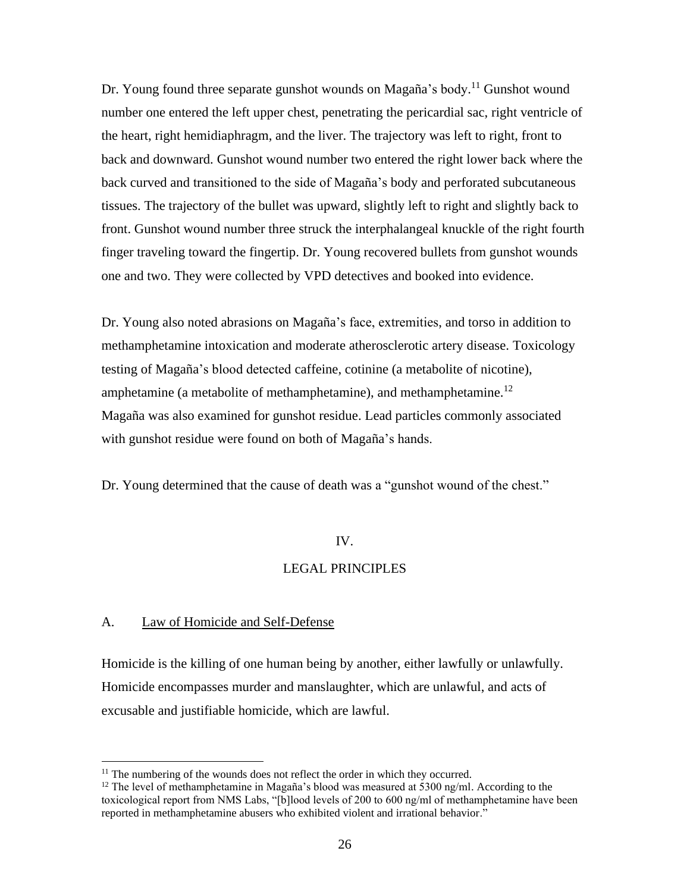Dr. Young found three separate gunshot wounds on Magaña's body.[11] Gunshot wound number one entered the left upper chest, penetrating the pericardial sac, right ventricle of the heart, right hemidiaphragm, and the liver. The trajectory was left to right, front to back and downward. Gunshot wound number two entered the right lower back where the back curved and transitioned to the side of Magaña's body and perforated subcutaneous tissues. The trajectory of the bullet was upward, slightly left to right and slightly back to front. Gunshot wound number three struck the interphalangeal knuckle of the right fourth finger traveling toward the fingertip. Dr. Young recovered bullets from gunshot wounds one and two. They were collected by VPD detectives and booked into evidence.

Dr. Young also noted abrasions on Magaña's face, extremities, and torso in addition to methamphetamine intoxication and moderate atherosclerotic artery disease. Toxicology testing of Magaña's blood detected caffeine, cotinine (a metabolite of nicotine), amphetamine (a metabolite of methamphetamine), and methamphetamine.[12] Magaña was also examined for gunshot residue. Lead particles commonly associated with gunshot residue were found on both of Magaña's hands.

Dr. Young determined that the cause of death was a "gunshot wound of the chest."

## IV.

## LEGAL PRINCIPLES

### A. Law of Homicide and Self-Defense

Homicide is the killing of one human being by another, either lawfully or unlawfully. Homicide encompasses murder and manslaughter, which are unlawful, and acts of excusable and justifiable homicide, which are lawful.

---

[11] The numbering of the wounds does not reflect the order in which they occurred.

[12] The level of methamphetamine in Magaña's blood was measured at 5300 ng/ml. According to the toxicological report from NMS Labs, "[b]lood levels of 200 to 600 ng/ml of methamphetamine have been reported in methamphetamine abusers who exhibited violent and irrational behavior."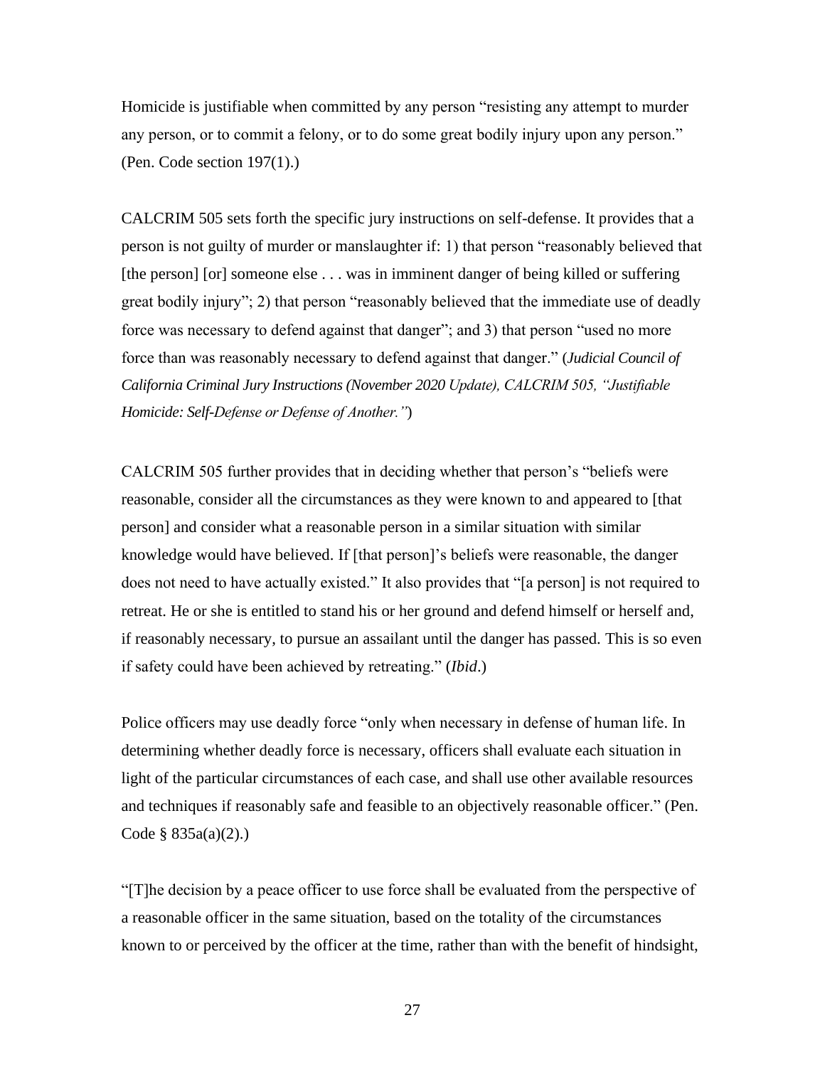Homicide is justifiable when committed by any person "resisting any attempt to murder any person, or to commit a felony, or to do some great bodily injury upon any person." (Pen. Code section 197(1).)

CALCRIM 505 sets forth the specific jury instructions on self-defense. It provides that a person is not guilty of murder or manslaughter if: 1) that person "reasonably believed that [the person] [or] someone else . . . was in imminent danger of being killed or suffering great bodily injury"; 2) that person "reasonably believed that the immediate use of deadly force was necessary to defend against that danger"; and 3) that person "used no more force than was reasonably necessary to defend against that danger." (*Judicial Council of California Criminal Jury Instructions (November 2020 Update), CALCRIM 505, "Justifiable Homicide: Self-Defense or Defense of Another."*)

CALCRIM 505 further provides that in deciding whether that person's "beliefs were reasonable, consider all the circumstances as they were known to and appeared to [that person] and consider what a reasonable person in a similar situation with similar knowledge would have believed. If [that person]'s beliefs were reasonable, the danger does not need to have actually existed." It also provides that "[a person] is not required to retreat. He or she is entitled to stand his or her ground and defend himself or herself and, if reasonably necessary, to pursue an assailant until the danger has passed. This is so even if safety could have been achieved by retreating." (*Ibid*.)

Police officers may use deadly force "only when necessary in defense of human life. In determining whether deadly force is necessary, officers shall evaluate each situation in light of the particular circumstances of each case, and shall use other available resources and techniques if reasonably safe and feasible to an objectively reasonable officer." (Pen. Code § 835a(a)(2).)

"[T]he decision by a peace officer to use force shall be evaluated from the perspective of a reasonable officer in the same situation, based on the totality of the circumstances known to or perceived by the officer at the time, rather than with the benefit of hindsight,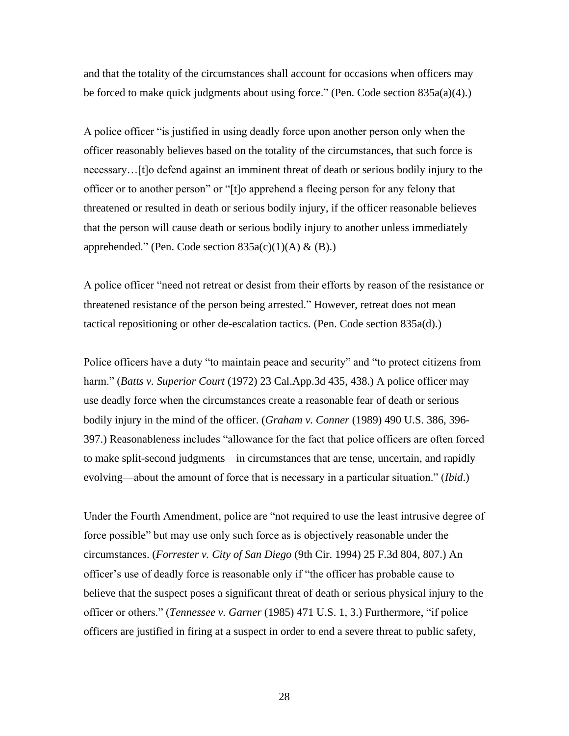and that the totality of the circumstances shall account for occasions when officers may be forced to make quick judgments about using force." (Pen. Code section 835a(a)(4).)

A police officer "is justified in using deadly force upon another person only when the officer reasonably believes based on the totality of the circumstances, that such force is necessary…[t]o defend against an imminent threat of death or serious bodily injury to the officer or to another person" or "[t]o apprehend a fleeing person for any felony that threatened or resulted in death or serious bodily injury, if the officer reasonable believes that the person will cause death or serious bodily injury to another unless immediately apprehended." (Pen. Code section 835a(c)(1)(A) & (B).)

A police officer "need not retreat or desist from their efforts by reason of the resistance or threatened resistance of the person being arrested." However, retreat does not mean tactical repositioning or other de-escalation tactics. (Pen. Code section 835a(d).)

Police officers have a duty "to maintain peace and security" and "to protect citizens from harm." (*Batts v. Superior Court* (1972) 23 Cal.App.3d 435, 438.) A police officer may use deadly force when the circumstances create a reasonable fear of death or serious bodily injury in the mind of the officer. (*Graham v. Conner* (1989) 490 U.S. 386, 396-397.) Reasonableness includes "allowance for the fact that police officers are often forced to make split-second judgments—in circumstances that are tense, uncertain, and rapidly evolving—about the amount of force that is necessary in a particular situation." (*Ibid*.)

Under the Fourth Amendment, police are "not required to use the least intrusive degree of force possible" but may use only such force as is objectively reasonable under the circumstances. (*Forrester v. City of San Diego* (9th Cir. 1994) 25 F.3d 804, 807.) An officer's use of deadly force is reasonable only if "the officer has probable cause to believe that the suspect poses a significant threat of death or serious physical injury to the officer or others." (*Tennessee v. Garner* (1985) 471 U.S. 1, 3.) Furthermore, "if police officers are justified in firing at a suspect in order to end a severe threat to public safety,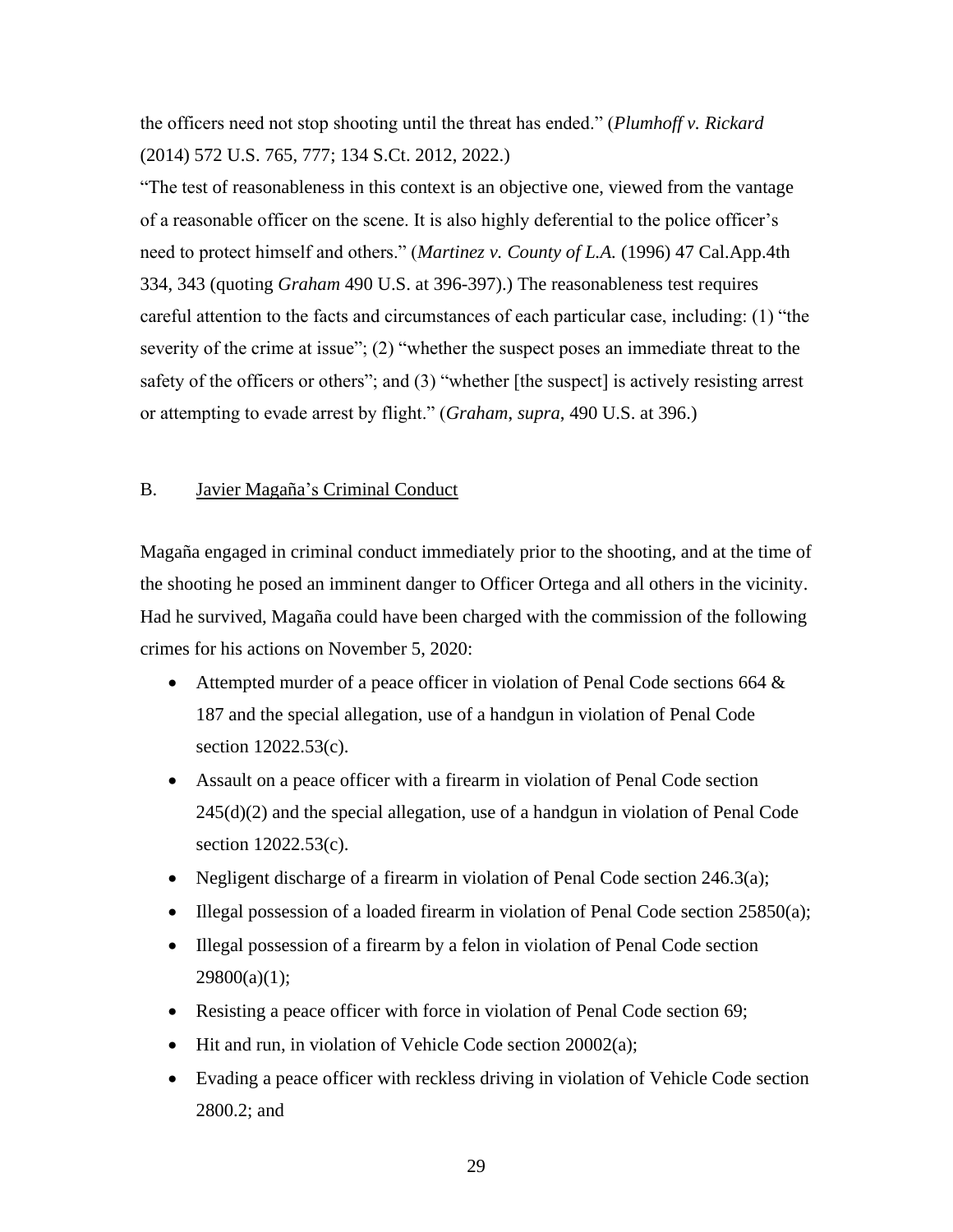the officers need not stop shooting until the threat has ended." (*Plumhoff v. Rickard* (2014) 572 U.S. 765, 777; 134 S.Ct. 2012, 2022.)

"The test of reasonableness in this context is an objective one, viewed from the vantage of a reasonable officer on the scene. It is also highly deferential to the police officer's need to protect himself and others." (*Martinez v. County of L.A.* (1996) 47 Cal.App.4th 334, 343 (quoting *Graham* 490 U.S. at 396-397).) The reasonableness test requires careful attention to the facts and circumstances of each particular case, including: (1) "the severity of the crime at issue"; (2) "whether the suspect poses an immediate threat to the safety of the officers or others"; and (3) "whether [the suspect] is actively resisting arrest or attempting to evade arrest by flight." (*Graham*, *supra*, 490 U.S. at 396.)

B. Javier Magaña's Criminal Conduct

Magaña engaged in criminal conduct immediately prior to the shooting, and at the time of the shooting he posed an imminent danger to Officer Ortega and all others in the vicinity. Had he survived, Magaña could have been charged with the commission of the following crimes for his actions on November 5, 2020:

- Attempted murder of a peace officer in violation of Penal Code sections 664 & 187 and the special allegation, use of a handgun in violation of Penal Code section 12022.53(c).
- Assault on a peace officer with a firearm in violation of Penal Code section 245(d)(2) and the special allegation, use of a handgun in violation of Penal Code section 12022.53(c).
- Negligent discharge of a firearm in violation of Penal Code section 246.3(a);
- Illegal possession of a loaded firearm in violation of Penal Code section 25850(a);
- Illegal possession of a firearm by a felon in violation of Penal Code section 29800(a)(1);
- Resisting a peace officer with force in violation of Penal Code section 69;
- Hit and run, in violation of Vehicle Code section 20002(a);
- Evading a peace officer with reckless driving in violation of Vehicle Code section 2800.2; and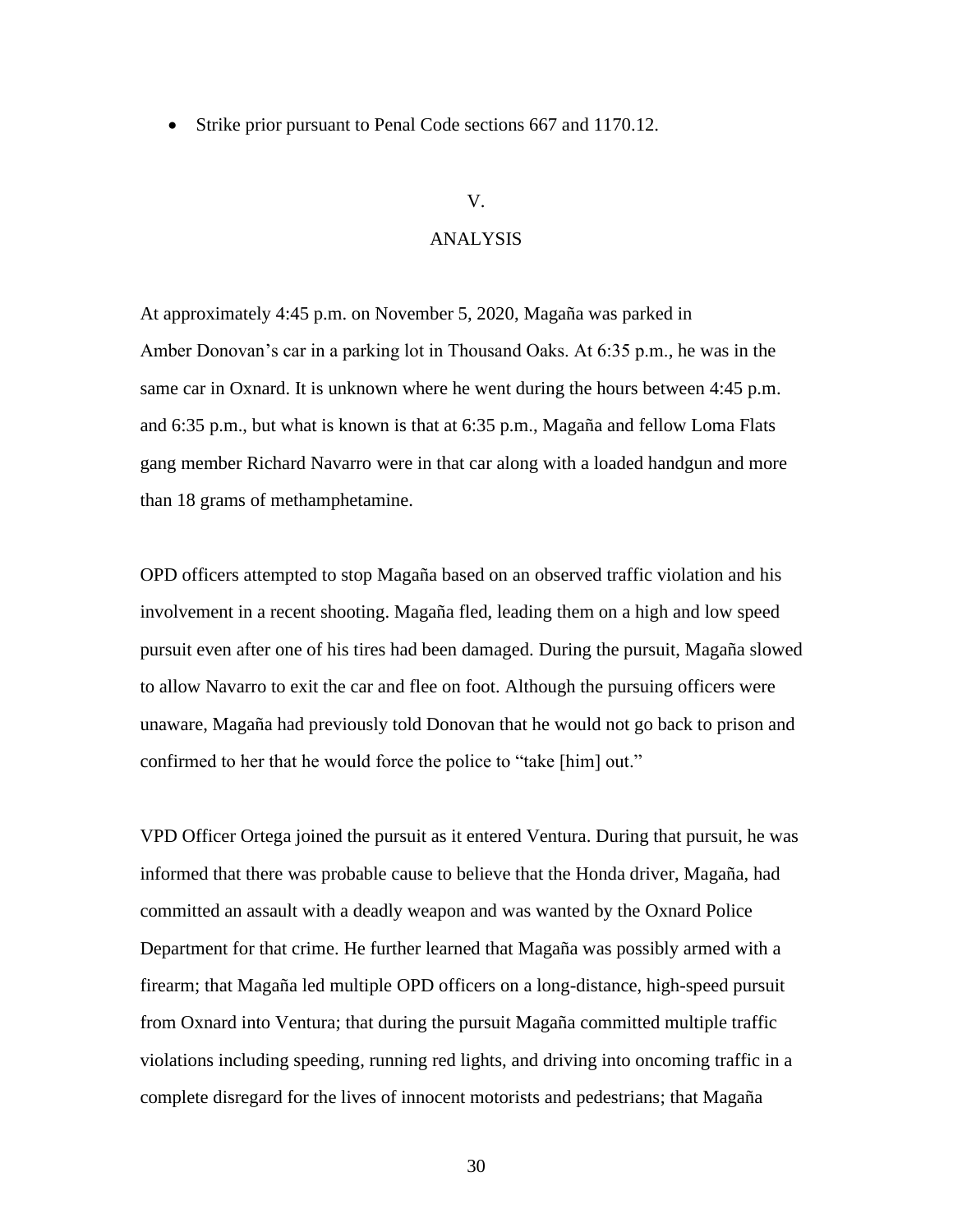- Strike prior pursuant to Penal Code sections 667 and 1170.12.

## V.

## ANALYSIS

At approximately 4:45 p.m. on November 5, 2020, Magaña was parked in Amber Donovan's car in a parking lot in Thousand Oaks. At 6:35 p.m., he was in the same car in Oxnard. It is unknown where he went during the hours between 4:45 p.m. and 6:35 p.m., but what is known is that at 6:35 p.m., Magaña and fellow Loma Flats gang member Richard Navarro were in that car along with a loaded handgun and more than 18 grams of methamphetamine.

OPD officers attempted to stop Magaña based on an observed traffic violation and his involvement in a recent shooting. Magaña fled, leading them on a high and low speed pursuit even after one of his tires had been damaged. During the pursuit, Magaña slowed to allow Navarro to exit the car and flee on foot. Although the pursuing officers were unaware, Magaña had previously told Donovan that he would not go back to prison and confirmed to her that he would force the police to "take [him] out."

VPD Officer Ortega joined the pursuit as it entered Ventura. During that pursuit, he was informed that there was probable cause to believe that the Honda driver, Magaña, had committed an assault with a deadly weapon and was wanted by the Oxnard Police Department for that crime. He further learned that Magaña was possibly armed with a firearm; that Magaña led multiple OPD officers on a long-distance, high-speed pursuit from Oxnard into Ventura; that during the pursuit Magaña committed multiple traffic violations including speeding, running red lights, and driving into oncoming traffic in a complete disregard for the lives of innocent motorists and pedestrians; that Magaña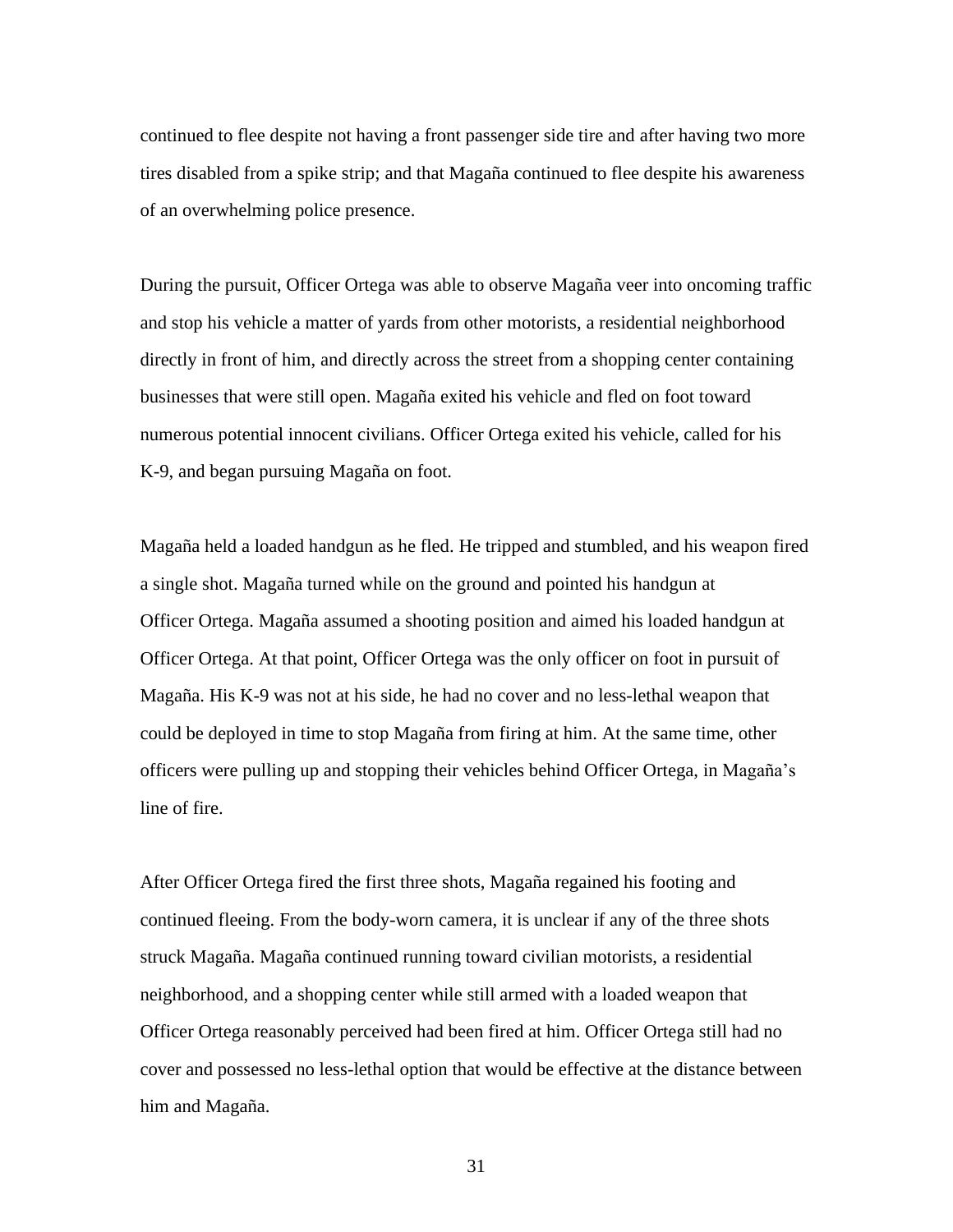continued to flee despite not having a front passenger side tire and after having two more tires disabled from a spike strip; and that Magaña continued to flee despite his awareness of an overwhelming police presence.

During the pursuit, Officer Ortega was able to observe Magaña veer into oncoming traffic and stop his vehicle a matter of yards from other motorists, a residential neighborhood directly in front of him, and directly across the street from a shopping center containing businesses that were still open. Magaña exited his vehicle and fled on foot toward numerous potential innocent civilians. Officer Ortega exited his vehicle, called for his K-9, and began pursuing Magaña on foot.

Magaña held a loaded handgun as he fled. He tripped and stumbled, and his weapon fired a single shot. Magaña turned while on the ground and pointed his handgun at Officer Ortega. Magaña assumed a shooting position and aimed his loaded handgun at Officer Ortega. At that point, Officer Ortega was the only officer on foot in pursuit of Magaña. His K-9 was not at his side, he had no cover and no less-lethal weapon that could be deployed in time to stop Magaña from firing at him. At the same time, other officers were pulling up and stopping their vehicles behind Officer Ortega, in Magaña's line of fire.

After Officer Ortega fired the first three shots, Magaña regained his footing and continued fleeing. From the body-worn camera, it is unclear if any of the three shots struck Magaña. Magaña continued running toward civilian motorists, a residential neighborhood, and a shopping center while still armed with a loaded weapon that Officer Ortega reasonably perceived had been fired at him. Officer Ortega still had no cover and possessed no less-lethal option that would be effective at the distance between him and Magaña.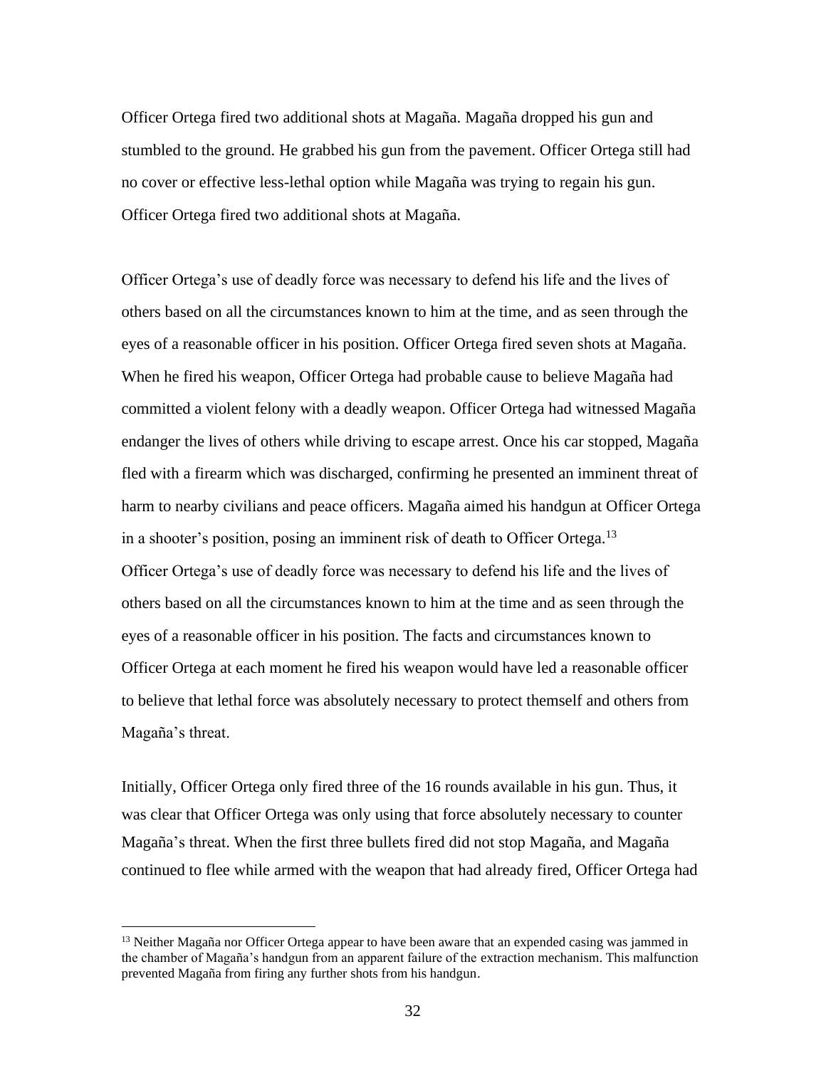Officer Ortega fired two additional shots at Magaña. Magaña dropped his gun and stumbled to the ground. He grabbed his gun from the pavement. Officer Ortega still had no cover or effective less-lethal option while Magaña was trying to regain his gun. Officer Ortega fired two additional shots at Magaña.

Officer Ortega's use of deadly force was necessary to defend his life and the lives of others based on all the circumstances known to him at the time, and as seen through the eyes of a reasonable officer in his position. Officer Ortega fired seven shots at Magaña. When he fired his weapon, Officer Ortega had probable cause to believe Magaña had committed a violent felony with a deadly weapon. Officer Ortega had witnessed Magaña endanger the lives of others while driving to escape arrest. Once his car stopped, Magaña fled with a firearm which was discharged, confirming he presented an imminent threat of harm to nearby civilians and peace officers. Magaña aimed his handgun at Officer Ortega in a shooter's position, posing an imminent risk of death to Officer Ortega.[13] Officer Ortega's use of deadly force was necessary to defend his life and the lives of others based on all the circumstances known to him at the time and as seen through the eyes of a reasonable officer in his position. The facts and circumstances known to Officer Ortega at each moment he fired his weapon would have led a reasonable officer to believe that lethal force was absolutely necessary to protect themself and others from Magaña's threat.

Initially, Officer Ortega only fired three of the 16 rounds available in his gun. Thus, it was clear that Officer Ortega was only using that force absolutely necessary to counter Magaña's threat. When the first three bullets fired did not stop Magaña, and Magaña continued to flee while armed with the weapon that had already fired, Officer Ortega had

[13] Neither Magaña nor Officer Ortega appear to have been aware that an expended casing was jammed in the chamber of Magaña's handgun from an apparent failure of the extraction mechanism. This malfunction prevented Magaña from firing any further shots from his handgun.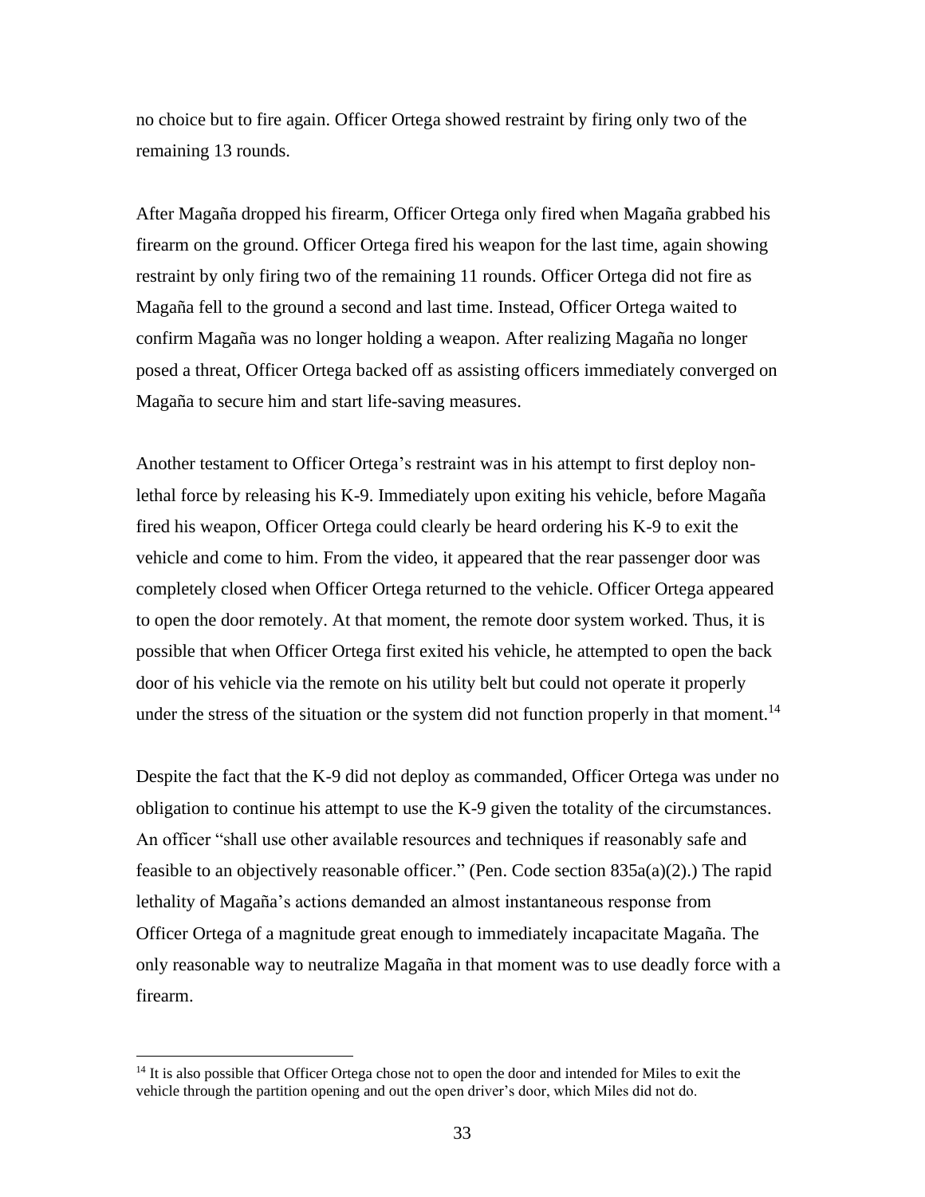no choice but to fire again. Officer Ortega showed restraint by firing only two of the remaining 13 rounds.

After Magaña dropped his firearm, Officer Ortega only fired when Magaña grabbed his firearm on the ground. Officer Ortega fired his weapon for the last time, again showing restraint by only firing two of the remaining 11 rounds. Officer Ortega did not fire as Magaña fell to the ground a second and last time. Instead, Officer Ortega waited to confirm Magaña was no longer holding a weapon. After realizing Magaña no longer posed a threat, Officer Ortega backed off as assisting officers immediately converged on Magaña to secure him and start life-saving measures.

Another testament to Officer Ortega's restraint was in his attempt to first deploy non-lethal force by releasing his K-9. Immediately upon exiting his vehicle, before Magaña fired his weapon, Officer Ortega could clearly be heard ordering his K-9 to exit the vehicle and come to him. From the video, it appeared that the rear passenger door was completely closed when Officer Ortega returned to the vehicle. Officer Ortega appeared to open the door remotely. At that moment, the remote door system worked. Thus, it is possible that when Officer Ortega first exited his vehicle, he attempted to open the back door of his vehicle via the remote on his utility belt but could not operate it properly under the stress of the situation or the system did not function properly in that moment.[14]

Despite the fact that the K-9 did not deploy as commanded, Officer Ortega was under no obligation to continue his attempt to use the K-9 given the totality of the circumstances. An officer "shall use other available resources and techniques if reasonably safe and feasible to an objectively reasonable officer." (Pen. Code section 835a(a)(2).) The rapid lethality of Magaña's actions demanded an almost instantaneous response from Officer Ortega of a magnitude great enough to immediately incapacitate Magaña. The only reasonable way to neutralize Magaña in that moment was to use deadly force with a firearm.

---

[14] It is also possible that Officer Ortega chose not to open the door and intended for Miles to exit the vehicle through the partition opening and out the open driver's door, which Miles did not do.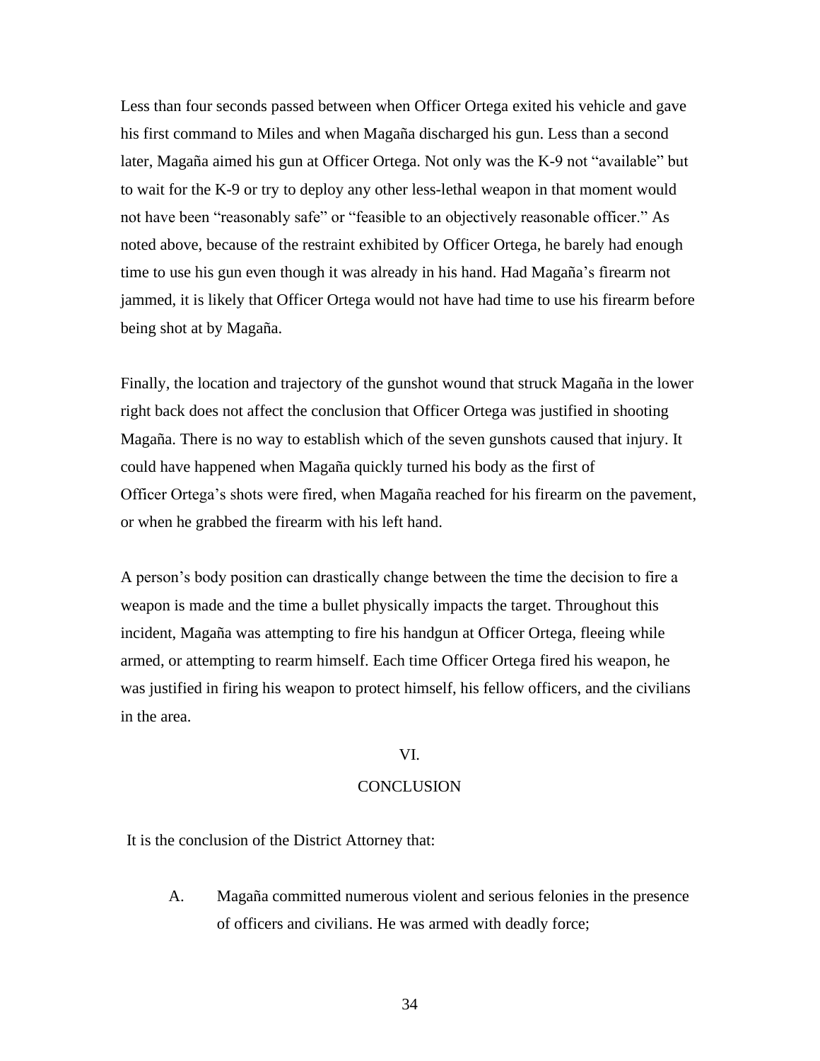Less than four seconds passed between when Officer Ortega exited his vehicle and gave his first command to Miles and when Magaña discharged his gun. Less than a second later, Magaña aimed his gun at Officer Ortega. Not only was the K-9 not "available" but to wait for the K-9 or try to deploy any other less-lethal weapon in that moment would not have been "reasonably safe" or "feasible to an objectively reasonable officer." As noted above, because of the restraint exhibited by Officer Ortega, he barely had enough time to use his gun even though it was already in his hand. Had Magaña's firearm not jammed, it is likely that Officer Ortega would not have had time to use his firearm before being shot at by Magaña.

Finally, the location and trajectory of the gunshot wound that struck Magaña in the lower right back does not affect the conclusion that Officer Ortega was justified in shooting Magaña. There is no way to establish which of the seven gunshots caused that injury. It could have happened when Magaña quickly turned his body as the first of Officer Ortega's shots were fired, when Magaña reached for his firearm on the pavement, or when he grabbed the firearm with his left hand.

A person's body position can drastically change between the time the decision to fire a weapon is made and the time a bullet physically impacts the target. Throughout this incident, Magaña was attempting to fire his handgun at Officer Ortega, fleeing while armed, or attempting to rearm himself. Each time Officer Ortega fired his weapon, he was justified in firing his weapon to protect himself, his fellow officers, and the civilians in the area.

## VI.

## CONCLUSION

It is the conclusion of the District Attorney that:

A. Magaña committed numerous violent and serious felonies in the presence of officers and civilians. He was armed with deadly force;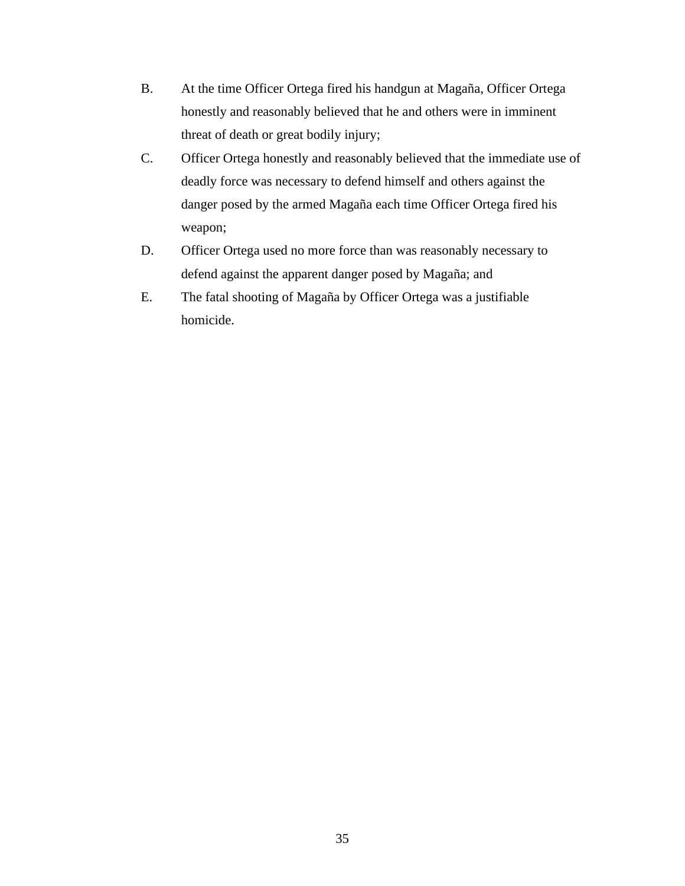B. At the time Officer Ortega fired his handgun at Magaña, Officer Ortega honestly and reasonably believed that he and others were in imminent threat of death or great bodily injury;

C. Officer Ortega honestly and reasonably believed that the immediate use of deadly force was necessary to defend himself and others against the danger posed by the armed Magaña each time Officer Ortega fired his weapon;

D. Officer Ortega used no more force than was reasonably necessary to defend against the apparent danger posed by Magaña; and

E. The fatal shooting of Magaña by Officer Ortega was a justifiable homicide.